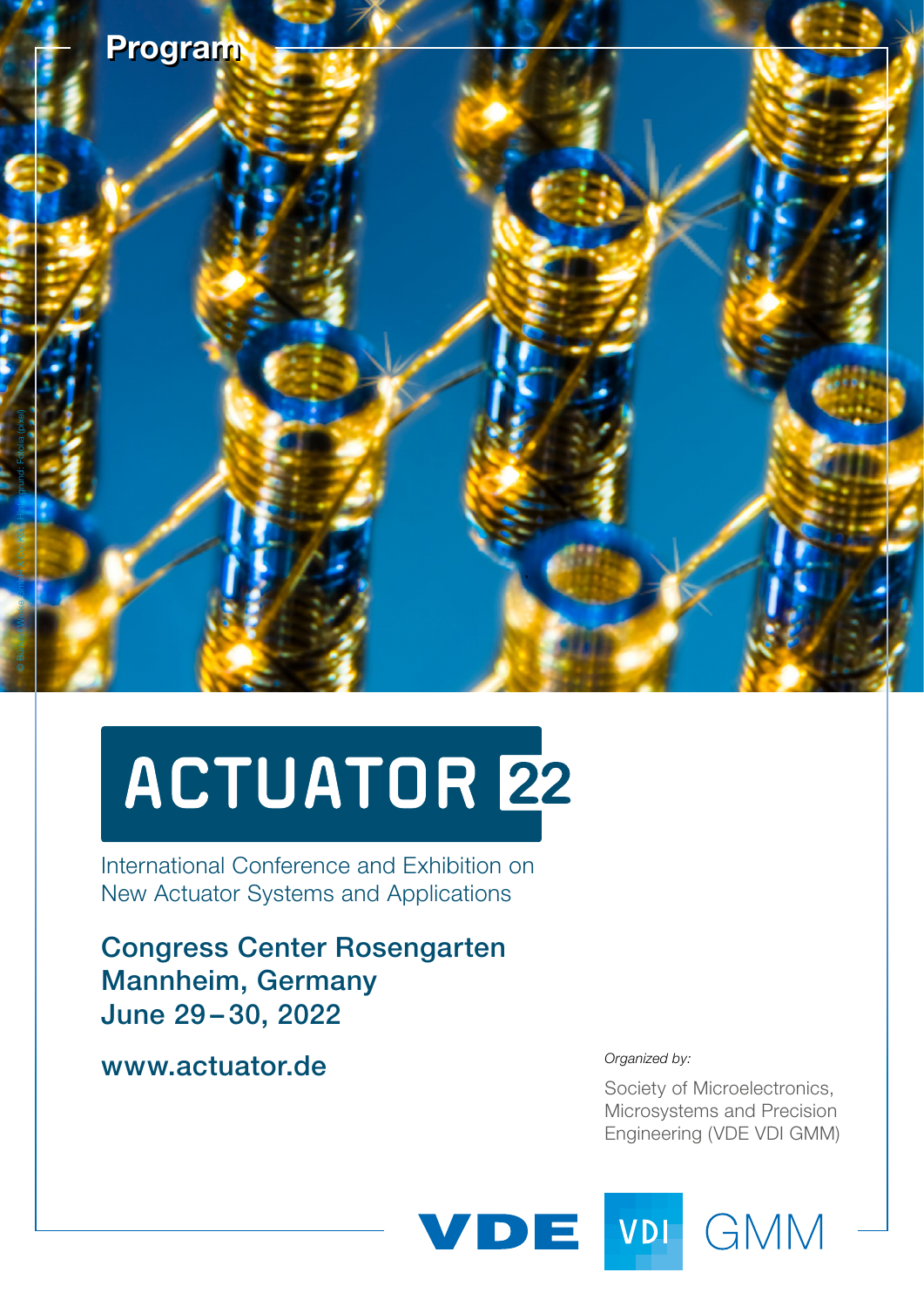Program

# ACTUATOR 22

International Conference and Exhibition on
New Actuator Systems and Applications

**Congress Center Rosengarten**
**Mannheim, Germany**
**June 29 – 30, 2022**

**www.actuator.de**

*Organized by:*

Society of Microelectronics, Microsystems and Precision Engineering (VDE VDI GMM)

VDE VDI GMM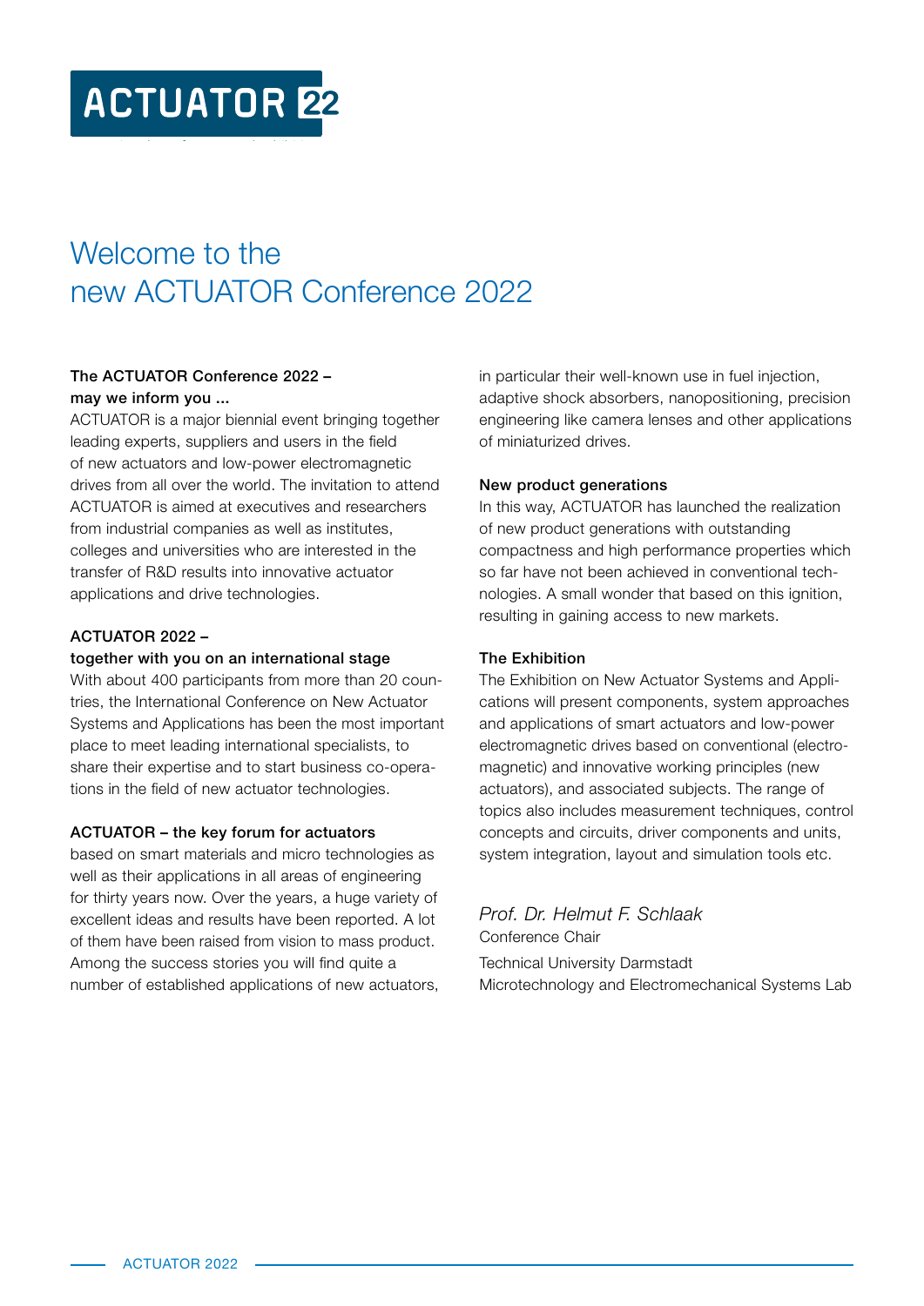ACTUATOR 22

# Welcome to the new ACTUATOR Conference 2022

**The ACTUATOR Conference 2022 – may we inform you ...**

ACTUATOR is a major biennial event bringing together leading experts, suppliers and users in the field of new actuators and low-power electromagnetic drives from all over the world. The invitation to attend ACTUATOR is aimed at executives and researchers from industrial companies as well as institutes, colleges and universities who are interested in the transfer of R&D results into innovative actuator applications and drive technologies.

**ACTUATOR 2022 – together with you on an international stage**

With about 400 participants from more than 20 countries, the International Conference on New Actuator Systems and Applications has been the most important place to meet leading international specialists, to share their expertise and to start business co-operations in the field of new actuator technologies.

**ACTUATOR – the key forum for actuators**

based on smart materials and micro technologies as well as their applications in all areas of engineering for thirty years now. Over the years, a huge variety of excellent ideas and results have been reported. A lot of them have been raised from vision to mass product. Among the success stories you will find quite a number of established applications of new actuators, in particular their well-known use in fuel injection, adaptive shock absorbers, nanopositioning, precision engineering like camera lenses and other applications of miniaturized drives.

**New product generations**

In this way, ACTUATOR has launched the realization of new product generations with outstanding compactness and high performance properties which so far have not been achieved in conventional technologies. A small wonder that based on this ignition, resulting in gaining access to new markets.

**The Exhibition**

The Exhibition on New Actuator Systems and Applications will present components, system approaches and applications of smart actuators and low-power electromagnetic drives based on conventional (electromagnetic) and innovative working principles (new actuators), and associated subjects. The range of topics also includes measurement techniques, control concepts and circuits, driver components and units, system integration, layout and simulation tools etc.

*Prof. Dr. Helmut F. Schlaak*
Conference Chair

Technical University Darmstadt
Microtechnology and Electromechanical Systems Lab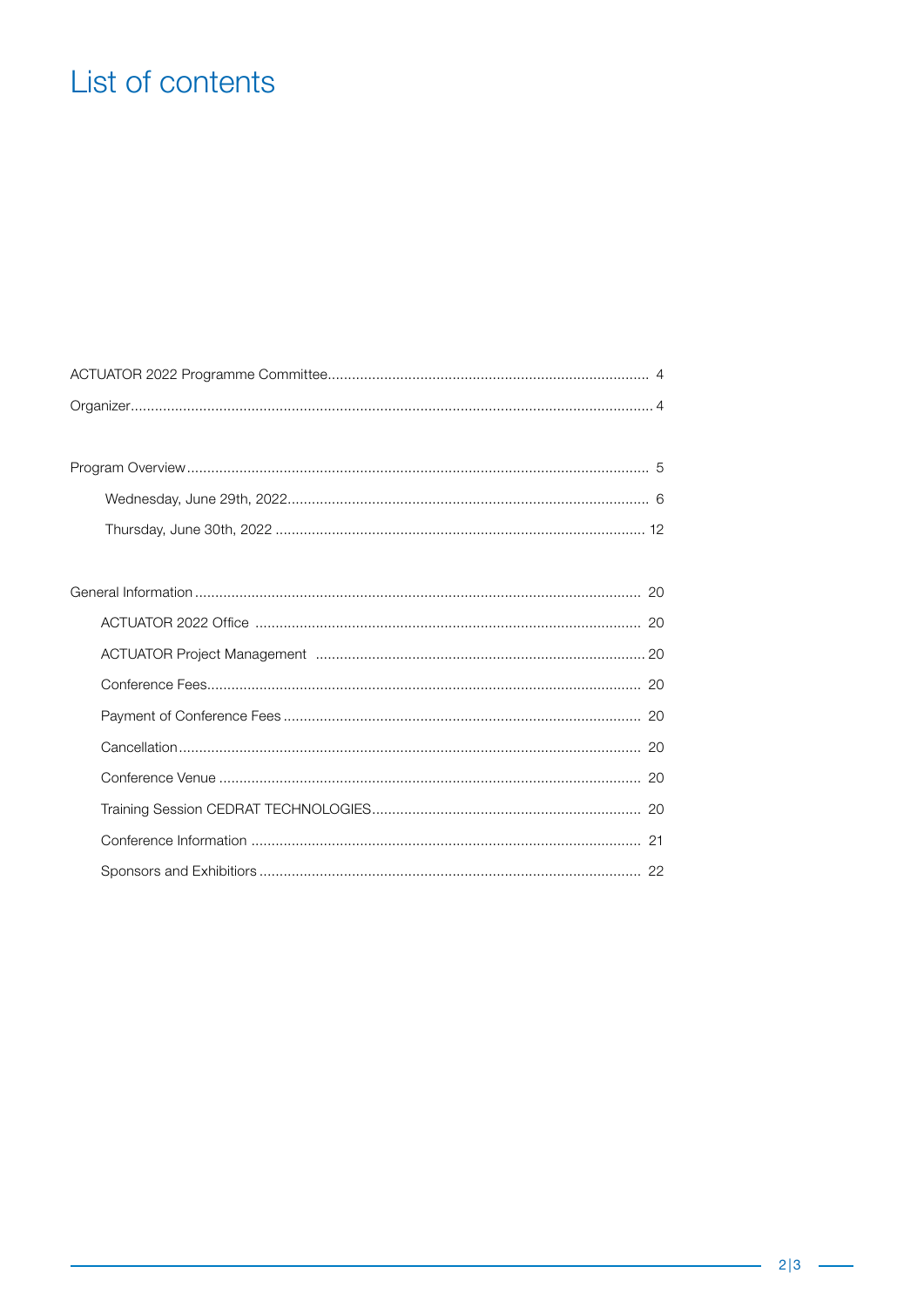# List of contents

ACTUATOR 2022 Programme Committee ........ 4

Organizer ........ 4

Program Overview ........ 5

- Wednesday, June 29th, 2022 ........ 6
- Thursday, June 30th, 2022 ........ 12

General Information ........ 20

- ACTUATOR 2022 Office ........ 20
- ACTUATOR Project Management ........ 20
- Conference Fees ........ 20
- Payment of Conference Fees ........ 20
- Cancellation ........ 20
- Conference Venue ........ 20
- Training Session CEDRAT TECHNOLOGIES ........ 20
- Conference Information ........ 21
- Sponsors and Exhibitiors ........ 22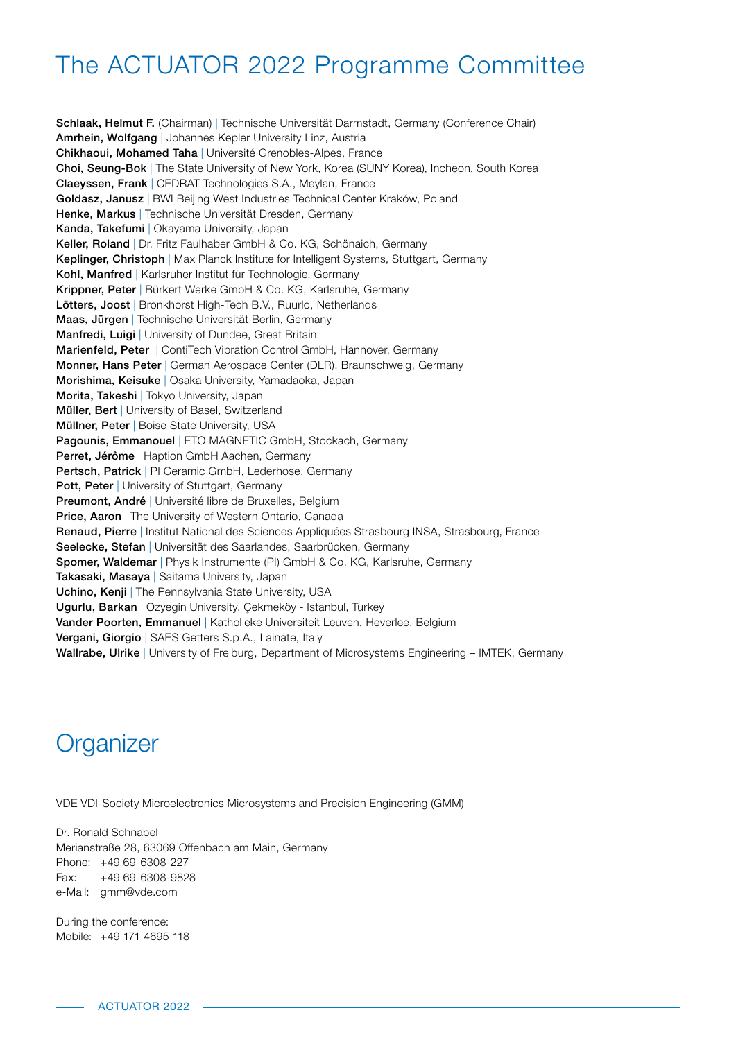# The ACTUATOR 2022 Programme Committee

**Schlaak, Helmut F.** (Chairman) | Technische Universität Darmstadt, Germany (Conference Chair)
**Amrhein, Wolfgang** | Johannes Kepler University Linz, Austria
**Chikhaoui, Mohamed Taha** | Université Grenobles-Alpes, France
**Choi, Seung-Bok** | The State University of New York, Korea (SUNY Korea), Incheon, South Korea
**Claeyssen, Frank** | CEDRAT Technologies S.A., Meylan, France
**Goldasz, Janusz** | BWI Beijing West Industries Technical Center Kraków, Poland
**Henke, Markus** | Technische Universität Dresden, Germany
**Kanda, Takefumi** | Okayama University, Japan
**Keller, Roland** | Dr. Fritz Faulhaber GmbH & Co. KG, Schönaich, Germany
**Keplinger, Christoph** | Max Planck Institute for Intelligent Systems, Stuttgart, Germany
**Kohl, Manfred** | Karlsruher Institut für Technologie, Germany
**Krippner, Peter** | Bürkert Werke GmbH & Co. KG, Karlsruhe, Germany
**Lötters, Joost** | Bronkhorst High-Tech B.V., Ruurlo, Netherlands
**Maas, Jürgen** | Technische Universität Berlin, Germany
**Manfredi, Luigi** | University of Dundee, Great Britain
**Marienfeld, Peter** | ContiTech Vibration Control GmbH, Hannover, Germany
**Monner, Hans Peter** | German Aerospace Center (DLR), Braunschweig, Germany
**Morishima, Keisuke** | Osaka University, Yamadaoka, Japan
**Morita, Takeshi** | Tokyo University, Japan
**Müller, Bert** | University of Basel, Switzerland
**Müllner, Peter** | Boise State University, USA
**Pagounis, Emmanouel** | ETO MAGNETIC GmbH, Stockach, Germany
**Perret, Jérôme** | Haption GmbH Aachen, Germany
**Pertsch, Patrick** | PI Ceramic GmbH, Lederhose, Germany
**Pott, Peter** | University of Stuttgart, Germany
**Preumont, André** | Université libre de Bruxelles, Belgium
**Price, Aaron** | The University of Western Ontario, Canada
**Renaud, Pierre** | Institut National des Sciences Appliquées Strasbourg INSA, Strasbourg, France
**Seelecke, Stefan** | Universität des Saarlandes, Saarbrücken, Germany
**Spomer, Waldemar** | Physik Instrumente (PI) GmbH & Co. KG, Karlsruhe, Germany
**Takasaki, Masaya** | Saitama University, Japan
**Uchino, Kenji** | The Pennsylvania State University, USA
**Ugurlu, Barkan** | Ozyegin University, Çekmeköy - Istanbul, Turkey
**Vander Poorten, Emmanuel** | Katholieke Universiteit Leuven, Heverlee, Belgium
**Vergani, Giorgio** | SAES Getters S.p.A., Lainate, Italy
**Wallrabe, Ulrike** | University of Freiburg, Department of Microsystems Engineering – IMTEK, Germany

# Organizer

VDE VDI-Society Microelectronics Microsystems and Precision Engineering (GMM)

Dr. Ronald Schnabel
Merianstraße 28, 63069 Offenbach am Main, Germany
Phone: +49 69-6308-227
Fax: +49 69-6308-9828
e-Mail: gmm@vde.com

During the conference:
Mobile: +49 171 4695 118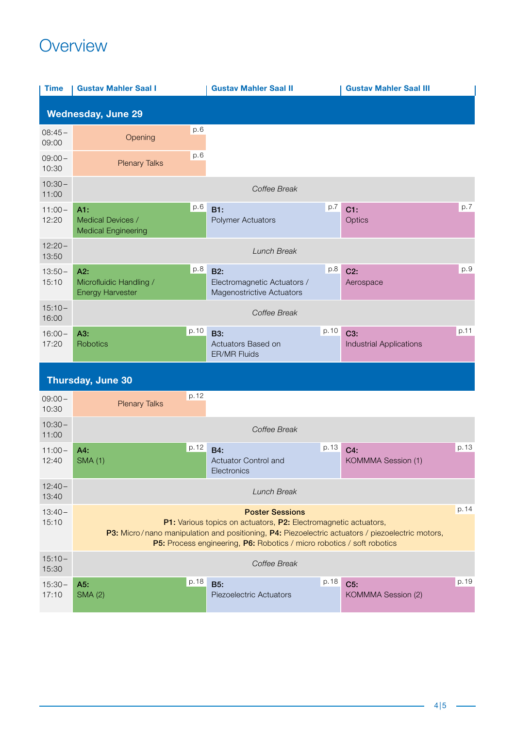# Overview

| Time | Gustav Mahler Saal I | Gustav Mahler Saal II | Gustav Mahler Saal III |
|---|---|---|---|
| **Wednesday, June 29** | | | |
| 08:45 – 09:00 | Opening p.6 | | |
| 09:00 – 10:30 | Plenary Talks p.6 | | |
| 10:30 – 11:00 | *Coffee Break* | | |
| 11:00 – 12:20 | **A1:** Medical Devices / Medical Engineering p.6 | **B1:** Polymer Actuators p.7 | **C1:** Optics p.7 |
| 12:20 – 13:50 | *Lunch Break* | | |
| 13:50 – 15:10 | **A2:** Microfluidic Handling / Energy Harvester p.8 | **B2:** Electromagnetic Actuators / Magenostrictive Actuators p.8 | **C2:** Aerospace p.9 |
| 15:10 – 16:00 | *Coffee Break* | | |
| 16:00 – 17:20 | **A3:** Robotics p.10 | **B3:** Actuators Based on ER/MR Fluids p.10 | **C3:** Industrial Applications p.11 |
| **Thursday, June 30** | | | |
| 09:00 – 10:30 | Plenary Talks p.12 | | |
| 10:30 – 11:00 | *Coffee Break* | | |
| 11:00 – 12:40 | **A4:** SMA (1) p.12 | **B4:** Actuator Control and Electronics p.13 | **C4:** KOMMMA Session (1) p.13 |
| 12:40 – 13:40 | *Lunch Break* | | |
| 13:40 – 15:10 | **Poster Sessions** p.14<br>**P1:** Various topics on actuators, **P2:** Electromagnetic actuators, **P3:** Micro / nano manipulation and positioning, **P4:** Piezoelectric actuators / piezoelectric motors, **P5:** Process engineering, **P6:** Robotics / micro robotics / soft robotics | | |
| 15:10 – 15:30 | *Coffee Break* | | |
| 15:30 – 17:10 | **A5:** SMA (2) p.18 | **B5:** Piezoelectric Actuators p.18 | **C5:** KOMMMA Session (2) p.19 |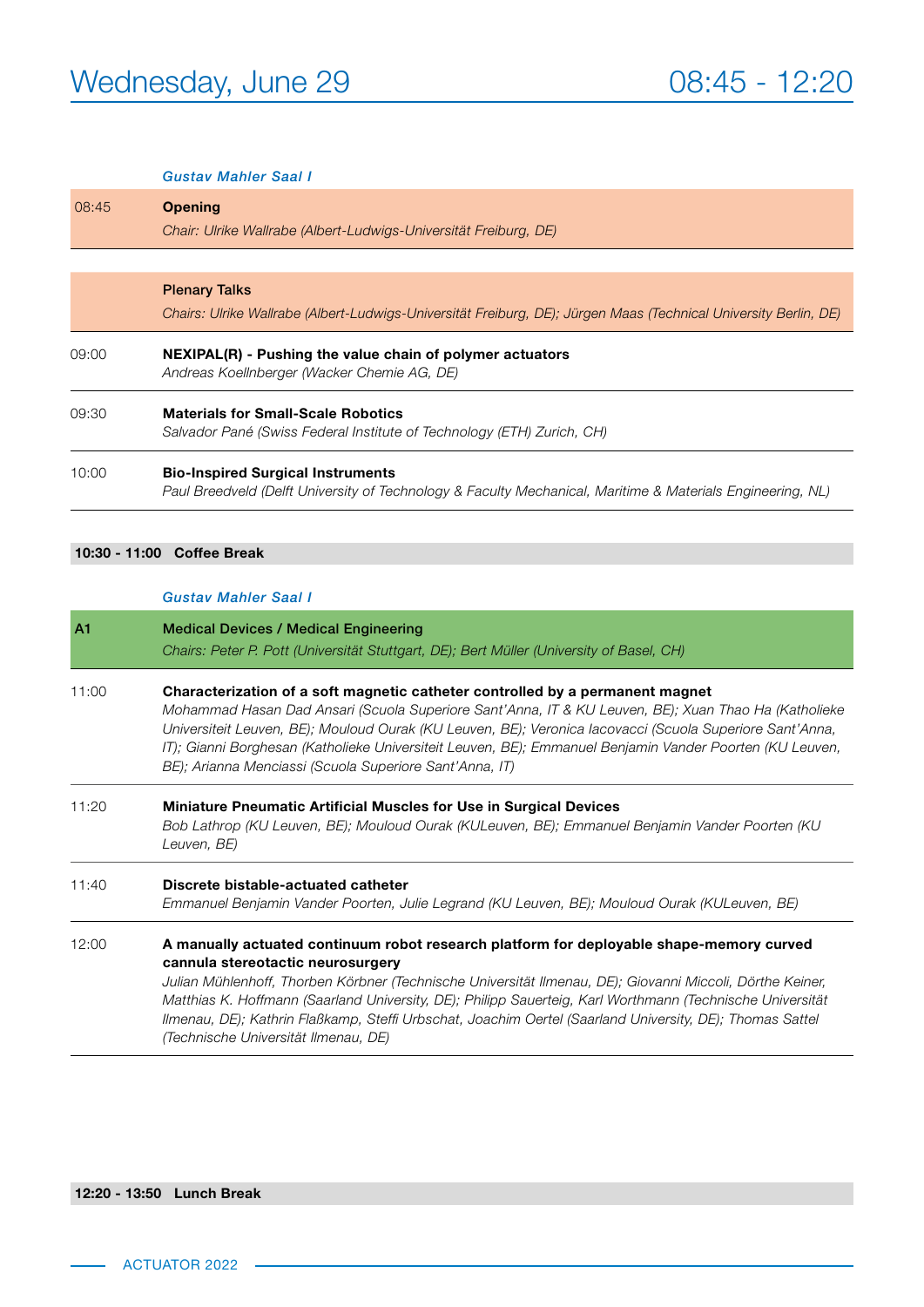# Wednesday, June 29 — 08:45 - 12:20

*Gustav Mahler Saal I*

**08:45 Opening**
*Chair: Ulrike Wallrabe (Albert-Ludwigs-Universität Freiburg, DE)*

**Plenary Talks**
*Chairs: Ulrike Wallrabe (Albert-Ludwigs-Universität Freiburg, DE); Jürgen Maas (Technical University Berlin, DE)*

09:00 **NEXIPAL(R) - Pushing the value chain of polymer actuators**
*Andreas Koellnberger (Wacker Chemie AG, DE)*

09:30 **Materials for Small-Scale Robotics**
*Salvador Pané (Swiss Federal Institute of Technology (ETH) Zurich, CH)*

10:00 **Bio-Inspired Surgical Instruments**
*Paul Breedveld (Delft University of Technology & Faculty Mechanical, Maritime & Materials Engineering, NL)*

**10:30 - 11:00 Coffee Break**

*Gustav Mahler Saal I*

**A1 Medical Devices / Medical Engineering**
*Chairs: Peter P. Pott (Universität Stuttgart, DE); Bert Müller (University of Basel, CH)*

11:00 **Characterization of a soft magnetic catheter controlled by a permanent magnet**
*Mohammad Hasan Dad Ansari (Scuola Superiore Sant'Anna, IT & KU Leuven, BE); Xuan Thao Ha (Katholieke Universiteit Leuven, BE); Mouloud Ourak (KU Leuven, BE); Veronica Iacovacci (Scuola Superiore Sant'Anna, IT); Gianni Borghesan (Katholieke Universiteit Leuven, BE); Emmanuel Benjamin Vander Poorten (KU Leuven, BE); Arianna Menciassi (Scuola Superiore Sant'Anna, IT)*

11:20 **Miniature Pneumatic Artificial Muscles for Use in Surgical Devices**
*Bob Lathrop (KU Leuven, BE); Mouloud Ourak (KULeuven, BE); Emmanuel Benjamin Vander Poorten (KU Leuven, BE)*

11:40 **Discrete bistable-actuated catheter**
*Emmanuel Benjamin Vander Poorten, Julie Legrand (KU Leuven, BE); Mouloud Ourak (KULeuven, BE)*

12:00 **A manually actuated continuum robot research platform for deployable shape-memory curved cannula stereotactic neurosurgery**
*Julian Mühlenhoff, Thorben Körbner (Technische Universität Ilmenau, DE); Giovanni Miccoli, Dörthe Keiner, Matthias K. Hoffmann (Saarland University, DE); Philipp Sauerteig, Karl Worthmann (Technische Universität Ilmenau, DE); Kathrin Flaßkamp, Steffi Urbschat, Joachim Oertel (Saarland University, DE); Thomas Sattel (Technische Universität Ilmenau, DE)*

**12:20 - 13:50 Lunch Break**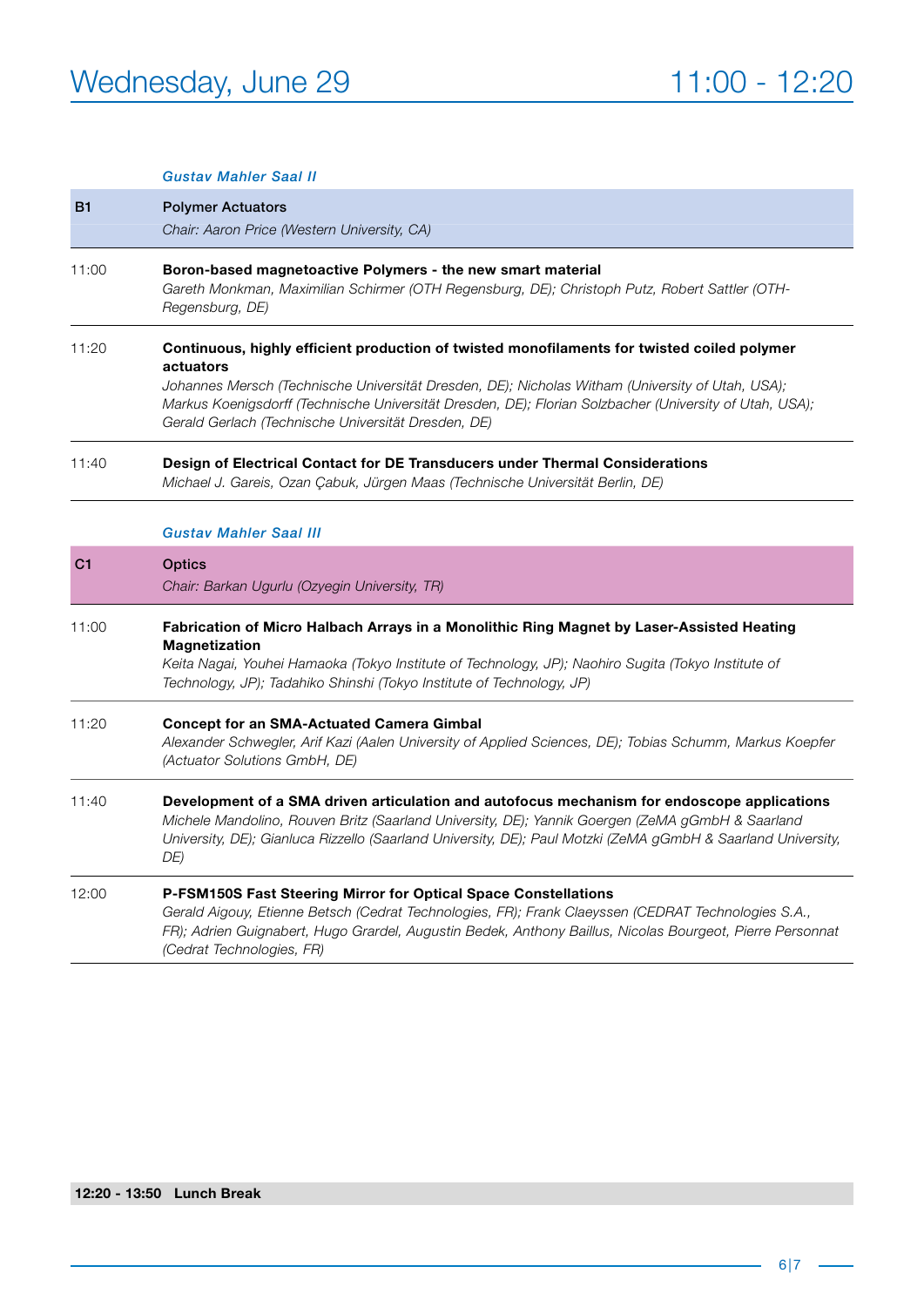# Wednesday, June 29 — 11:00 - 12:20

*Gustav Mahler Saal II*

| | |
|---|---|
| **B1** | **Polymer Actuators**<br>*Chair: Aaron Price (Western University, CA)* |
| 11:00 | **Boron-based magnetoactive Polymers - the new smart material**<br>*Gareth Monkman, Maximilian Schirmer (OTH Regensburg, DE); Christoph Putz, Robert Sattler (OTH-Regensburg, DE)* |
| 11:20 | **Continuous, highly efficient production of twisted monofilaments for twisted coiled polymer actuators**<br>*Johannes Mersch (Technische Universität Dresden, DE); Nicholas Witham (University of Utah, USA); Markus Koenigsdorff (Technische Universität Dresden, DE); Florian Solzbacher (University of Utah, USA); Gerald Gerlach (Technische Universität Dresden, DE)* |
| 11:40 | **Design of Electrical Contact for DE Transducers under Thermal Considerations**<br>*Michael J. Gareis, Ozan Çabuk, Jürgen Maas (Technische Universität Berlin, DE)* |

*Gustav Mahler Saal III*

| | |
|---|---|
| **C1** | **Optics**<br>*Chair: Barkan Ugurlu (Ozyegin University, TR)* |
| 11:00 | **Fabrication of Micro Halbach Arrays in a Monolithic Ring Magnet by Laser-Assisted Heating Magnetization**<br>*Keita Nagai, Youhei Hamaoka (Tokyo Institute of Technology, JP); Naohiro Sugita (Tokyo Institute of Technology, JP); Tadahiko Shinshi (Tokyo Institute of Technology, JP)* |
| 11:20 | **Concept for an SMA-Actuated Camera Gimbal**<br>*Alexander Schwegler, Arif Kazi (Aalen University of Applied Sciences, DE); Tobias Schumm, Markus Koepfer (Actuator Solutions GmbH, DE)* |
| 11:40 | **Development of a SMA driven articulation and autofocus mechanism for endoscope applications**<br>*Michele Mandolino, Rouven Britz (Saarland University, DE); Yannik Goergen (ZeMA gGmbH & Saarland University, DE); Gianluca Rizzello (Saarland University, DE); Paul Motzki (ZeMA gGmbH & Saarland University, DE)* |
| 12:00 | **P-FSM150S Fast Steering Mirror for Optical Space Constellations**<br>*Gerald Aigouy, Etienne Betsch (Cedrat Technologies, FR); Frank Claeyssen (CEDRAT Technologies S.A., FR); Adrien Guignabert, Hugo Grardel, Augustin Bedek, Anthony Baillus, Nicolas Bourgeot, Pierre Personnat (Cedrat Technologies, FR)* |

**12:20 - 13:50 Lunch Break**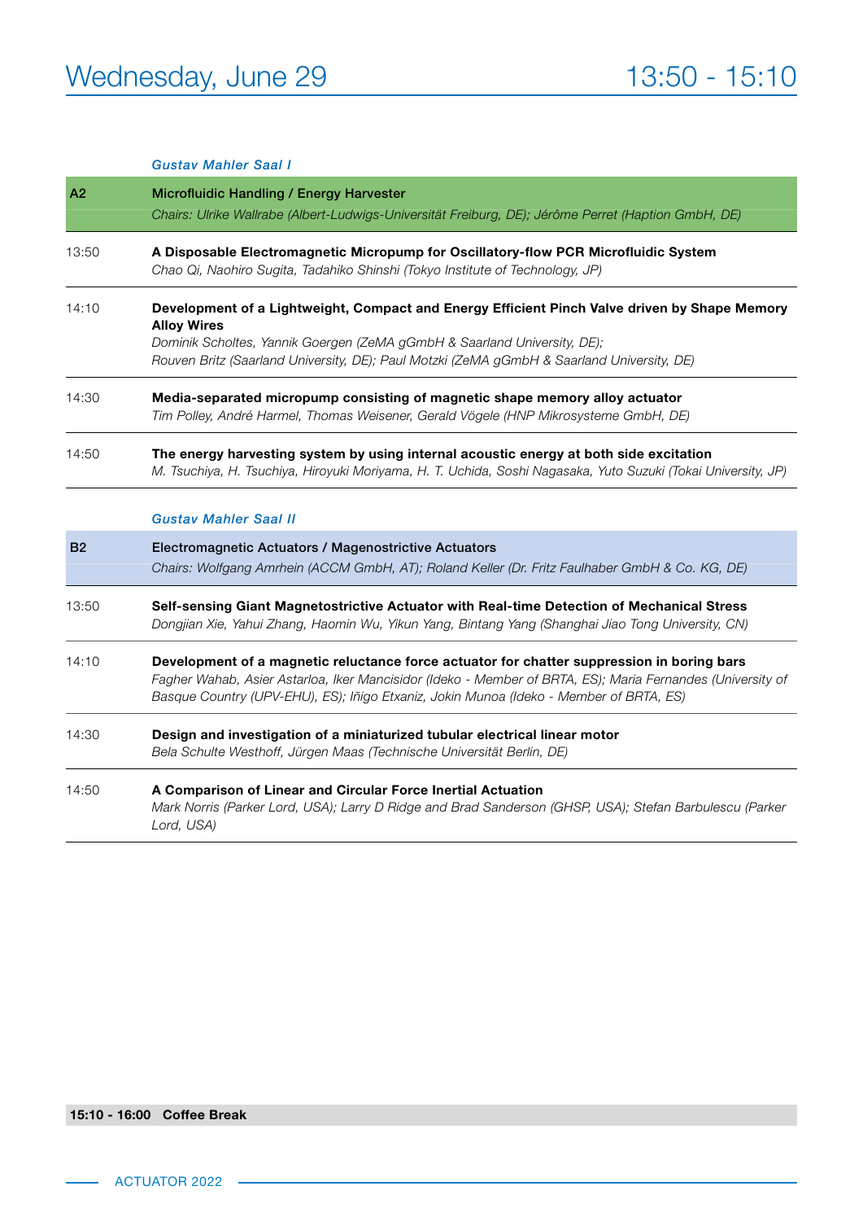# Wednesday, June 29 — 13:50 - 15:10

*Gustav Mahler Saal I*

| A2 | Microfluidic Handling / Energy Harvester<br>*Chairs: Ulrike Wallrabe (Albert-Ludwigs-Universität Freiburg, DE); Jérôme Perret (Haption GmbH, DE)* |
|---|---|
| 13:50 | **A Disposable Electromagnetic Micropump for Oscillatory-flow PCR Microfluidic System**<br>*Chao Qi, Naohiro Sugita, Tadahiko Shinshi (Tokyo Institute of Technology, JP)* |
| 14:10 | **Development of a Lightweight, Compact and Energy Efficient Pinch Valve driven by Shape Memory Alloy Wires**<br>*Dominik Scholtes, Yannik Goergen (ZeMA gGmbH & Saarland University, DE);*<br>*Rouven Britz (Saarland University, DE); Paul Motzki (ZeMA gGmbH & Saarland University, DE)* |
| 14:30 | **Media-separated micropump consisting of magnetic shape memory alloy actuator**<br>*Tim Polley, André Harmel, Thomas Weisener, Gerald Vögele (HNP Mikrosysteme GmbH, DE)* |
| 14:50 | **The energy harvesting system by using internal acoustic energy at both side excitation**<br>*M. Tsuchiya, H. Tsuchiya, Hiroyuki Moriyama, H. T. Uchida, Soshi Nagasaka, Yuto Suzuki (Tokai University, JP)* |

*Gustav Mahler Saal II*

| B2 | Electromagnetic Actuators / Magenostrictive Actuators<br>*Chairs: Wolfgang Amrhein (ACCM GmbH, AT); Roland Keller (Dr. Fritz Faulhaber GmbH & Co. KG, DE)* |
|---|---|
| 13:50 | **Self-sensing Giant Magnetostrictive Actuator with Real-time Detection of Mechanical Stress**<br>*Dongjian Xie, Yahui Zhang, Haomin Wu, Yikun Yang, Bintang Yang (Shanghai Jiao Tong University, CN)* |
| 14:10 | **Development of a magnetic reluctance force actuator for chatter suppression in boring bars**<br>*Fagher Wahab, Asier Astarloa, Iker Mancisidor (Ideko - Member of BRTA, ES); Maria Fernandes (University of Basque Country (UPV-EHU), ES); Iñigo Etxaniz, Jokin Munoa (Ideko - Member of BRTA, ES)* |
| 14:30 | **Design and investigation of a miniaturized tubular electrical linear motor**<br>*Bela Schulte Westhoff, Jürgen Maas (Technische Universität Berlin, DE)* |
| 14:50 | **A Comparison of Linear and Circular Force Inertial Actuation**<br>*Mark Norris (Parker Lord, USA); Larry D Ridge and Brad Sanderson (GHSP, USA); Stefan Barbulescu (Parker Lord, USA)* |

**15:10 - 16:00 Coffee Break**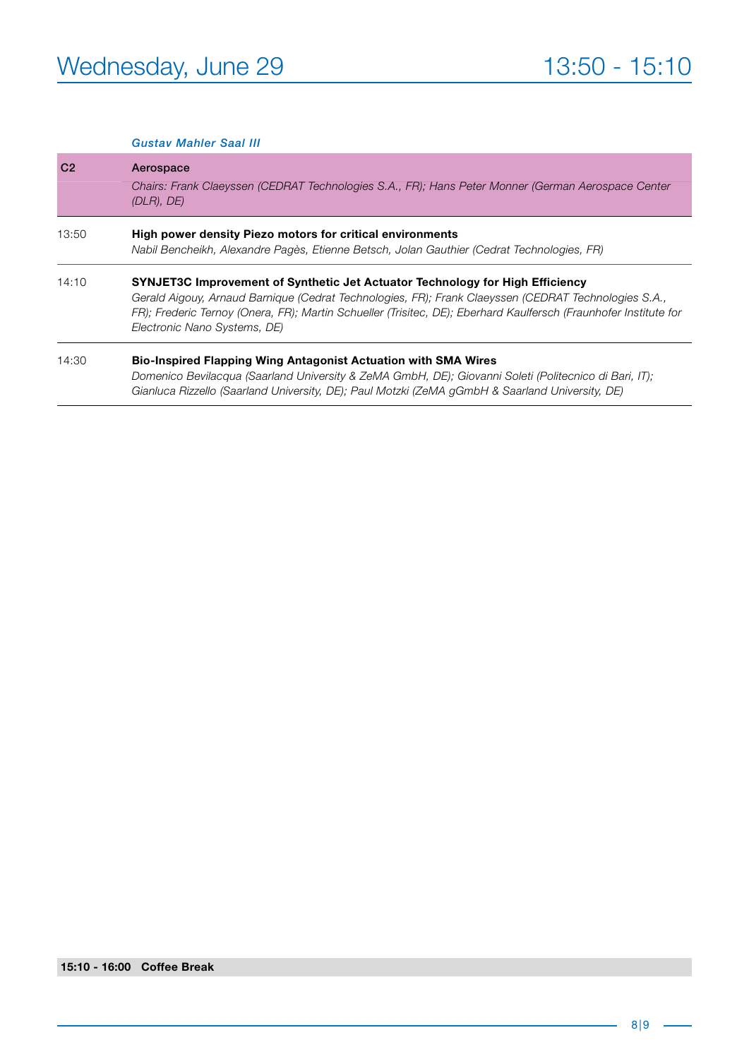# Wednesday, June 29 — 13:50 - 15:10

*Gustav Mahler Saal III*

| | |
|---|---|
| **C2** | **Aerospace**<br>*Chairs: Frank Claeyssen (CEDRAT Technologies S.A., FR); Hans Peter Monner (German Aerospace Center (DLR), DE)* |
| 13:50 | **High power density Piezo motors for critical environments**<br>*Nabil Bencheikh, Alexandre Pagès, Etienne Betsch, Jolan Gauthier (Cedrat Technologies, FR)* |
| 14:10 | **SYNJET3C Improvement of Synthetic Jet Actuator Technology for High Efficiency**<br>*Gerald Aigouy, Arnaud Barnique (Cedrat Technologies, FR); Frank Claeyssen (CEDRAT Technologies S.A., FR); Frederic Ternoy (Onera, FR); Martin Schueller (Trisitec, DE); Eberhard Kaulfersch (Fraunhofer Institute for Electronic Nano Systems, DE)* |
| 14:30 | **Bio-Inspired Flapping Wing Antagonist Actuation with SMA Wires**<br>*Domenico Bevilacqua (Saarland University & ZeMA GmbH, DE); Giovanni Soleti (Politecnico di Bari, IT); Gianluca Rizzello (Saarland University, DE); Paul Motzki (ZeMA gGmbH & Saarland University, DE)* |

**15:10 - 16:00 Coffee Break**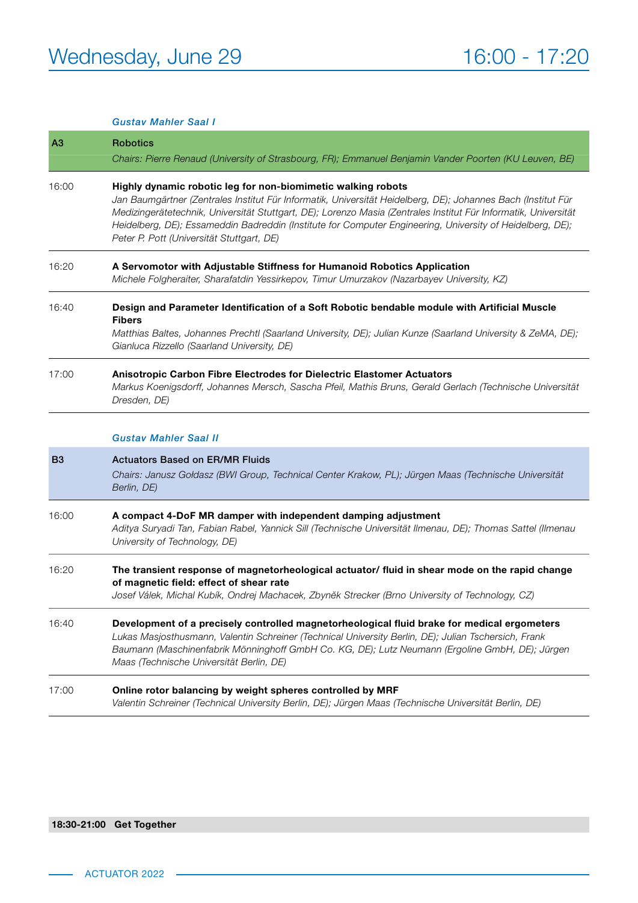# Wednesday, June 29 — 16:00 - 17:20

*Gustav Mahler Saal I*

| A3 | Robotics<br>*Chairs: Pierre Renaud (University of Strasbourg, FR); Emmanuel Benjamin Vander Poorten (KU Leuven, BE)* |
|---|---|
| 16:00 | **Highly dynamic robotic leg for non-biomimetic walking robots**<br>*Jan Baumgärtner (Zentrales Institut Für Informatik, Universität Heidelberg, DE); Johannes Bach (Institut Für Medizingerätetechnik, Universität Stuttgart, DE); Lorenzo Masia (Zentrales Institut Für Informatik, Universität Heidelberg, DE); Essameddin Badreddin (Institute for Computer Engineering, University of Heidelberg, DE); Peter P. Pott (Universität Stuttgart, DE)* |
| 16:20 | **A Servomotor with Adjustable Stiffness for Humanoid Robotics Application**<br>*Michele Folgheraiter, Sharafatdin Yessirkepov, Timur Umurzakov (Nazarbayev University, KZ)* |
| 16:40 | **Design and Parameter Identification of a Soft Robotic bendable module with Artificial Muscle Fibers**<br>*Matthias Baltes, Johannes Prechtl (Saarland University, DE); Julian Kunze (Saarland University & ZeMA, DE); Gianluca Rizzello (Saarland University, DE)* |
| 17:00 | **Anisotropic Carbon Fibre Electrodes for Dielectric Elastomer Actuators**<br>*Markus Koenigsdorff, Johannes Mersch, Sascha Pfeil, Mathis Bruns, Gerald Gerlach (Technische Universität Dresden, DE)* |

*Gustav Mahler Saal II*

| B3 | Actuators Based on ER/MR Fluids<br>*Chairs: Janusz Gołdasz (BWI Group, Technical Center Krakow, PL); Jürgen Maas (Technische Universität Berlin, DE)* |
|---|---|
| 16:00 | **A compact 4-DoF MR damper with independent damping adjustment**<br>*Aditya Suryadi Tan, Fabian Rabel, Yannick Sill (Technische Universität Ilmenau, DE); Thomas Sattel (Ilmenau University of Technology, DE)* |
| 16:20 | **The transient response of magnetorheological actuator/ fluid in shear mode on the rapid change of magnetic field: effect of shear rate**<br>*Josef Válek, Michal Kubík, Ondrej Machacek, Zbyněk Strecker (Brno University of Technology, CZ)* |
| 16:40 | **Development of a precisely controlled magnetorheological fluid brake for medical ergometers**<br>*Lukas Masjosthusmann, Valentin Schreiner (Technical University Berlin, DE); Julian Tschersich, Frank Baumann (Maschinenfabrik Mönninghoff GmbH Co. KG, DE); Lutz Neumann (Ergoline GmbH, DE); Jürgen Maas (Technische Universität Berlin, DE)* |
| 17:00 | **Online rotor balancing by weight spheres controlled by MRF**<br>*Valentin Schreiner (Technical University Berlin, DE); Jürgen Maas (Technische Universität Berlin, DE)* |

**18:30-21:00 Get Together**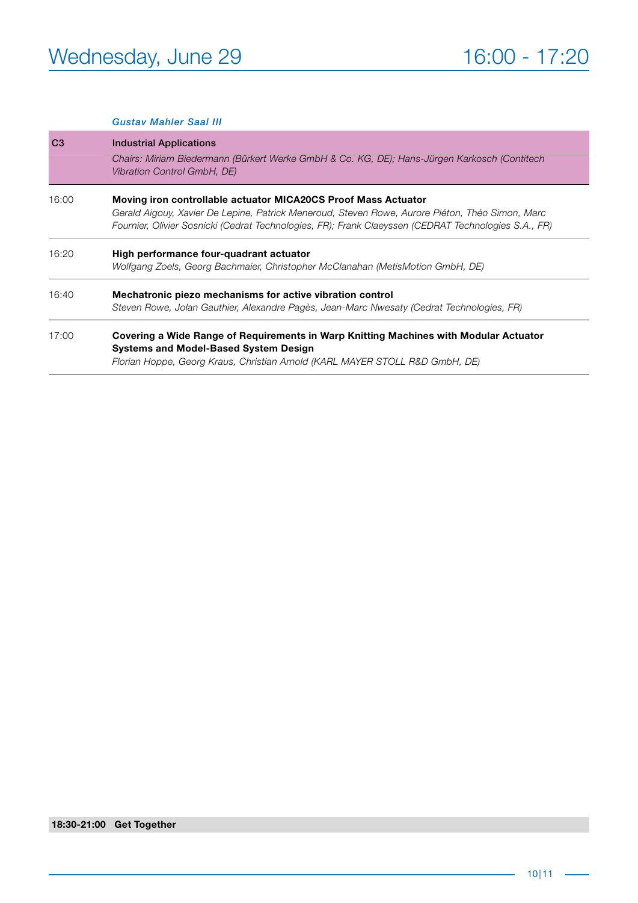# Wednesday, June 29 16:00 - 17:20

*Gustav Mahler Saal III*

| | |
|---|---|
| **C3** | **Industrial Applications** *Chairs: Miriam Biedermann (Bürkert Werke GmbH & Co. KG, DE); Hans-Jürgen Karkosch (Contitech Vibration Control GmbH, DE)* |
| 16:00 | **Moving iron controllable actuator MICA20CS Proof Mass Actuator** *Gerald Aigouy, Xavier De Lepine, Patrick Meneroud, Steven Rowe, Aurore Piéton, Théo Simon, Marc Fournier, Olivier Sosnicki (Cedrat Technologies, FR); Frank Claeyssen (CEDRAT Technologies S.A., FR)* |
| 16:20 | **High performance four-quadrant actuator** *Wolfgang Zoels, Georg Bachmaier, Christopher McClanahan (MetisMotion GmbH, DE)* |
| 16:40 | **Mechatronic piezo mechanisms for active vibration control** *Steven Rowe, Jolan Gauthier, Alexandre Pagès, Jean-Marc Nwesaty (Cedrat Technologies, FR)* |
| 17:00 | **Covering a Wide Range of Requirements in Warp Knitting Machines with Modular Actuator Systems and Model-Based System Design** *Florian Hoppe, Georg Kraus, Christian Arnold (KARL MAYER STOLL R&D GmbH, DE)* |

**18:30-21:00 Get Together**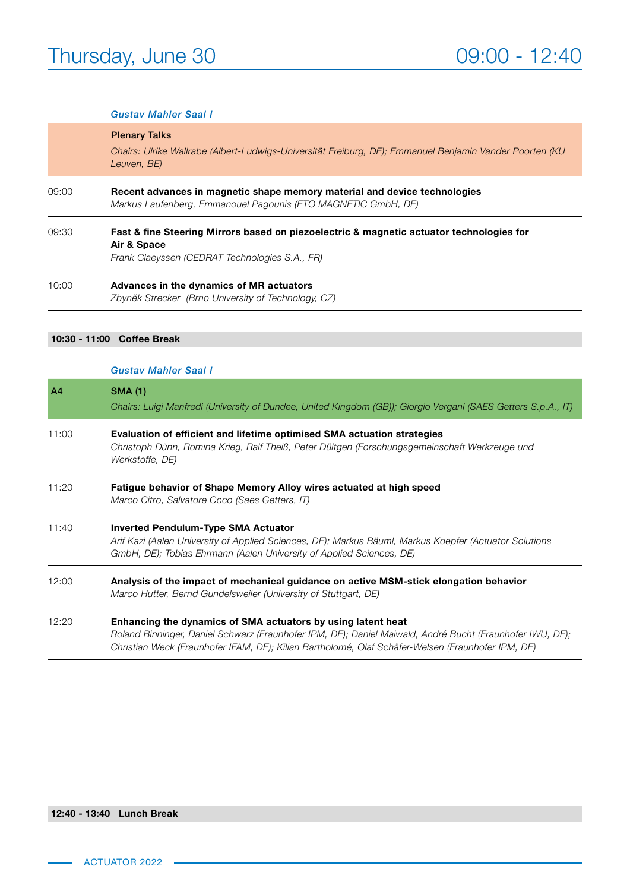# Thursday, June 30 09:00 - 12:40

*Gustav Mahler Saal I*

**Plenary Talks**

*Chairs: Ulrike Wallrabe (Albert-Ludwigs-Universität Freiburg, DE); Emmanuel Benjamin Vander Poorten (KU Leuven, BE)*

09:00 **Recent advances in magnetic shape memory material and device technologies**
*Markus Laufenberg, Emmanouel Pagounis (ETO MAGNETIC GmbH, DE)*

09:30 **Fast & fine Steering Mirrors based on piezoelectric & magnetic actuator technologies for Air & Space**
*Frank Claeyssen (CEDRAT Technologies S.A., FR)*

10:00 **Advances in the dynamics of MR actuators**
*Zbyněk Strecker (Brno University of Technology, CZ)*

**10:30 - 11:00 Coffee Break**

*Gustav Mahler Saal I*

**A4 SMA (1)**

*Chairs: Luigi Manfredi (University of Dundee, United Kingdom (GB)); Giorgio Vergani (SAES Getters S.p.A., IT)*

11:00 **Evaluation of efficient and lifetime optimised SMA actuation strategies**
*Christoph Dünn, Romina Krieg, Ralf Theiß, Peter Dültgen (Forschungsgemeinschaft Werkzeuge und Werkstoffe, DE)*

11:20 **Fatigue behavior of Shape Memory Alloy wires actuated at high speed**
*Marco Citro, Salvatore Coco (Saes Getters, IT)*

11:40 **Inverted Pendulum-Type SMA Actuator**
*Arif Kazi (Aalen University of Applied Sciences, DE); Markus Bäuml, Markus Koepfer (Actuator Solutions GmbH, DE); Tobias Ehrmann (Aalen University of Applied Sciences, DE)*

12:00 **Analysis of the impact of mechanical guidance on active MSM-stick elongation behavior**
*Marco Hutter, Bernd Gundelsweiler (University of Stuttgart, DE)*

12:20 **Enhancing the dynamics of SMA actuators by using latent heat**
*Roland Binninger, Daniel Schwarz (Fraunhofer IPM, DE); Daniel Maiwald, André Bucht (Fraunhofer IWU, DE); Christian Weck (Fraunhofer IFAM, DE); Kilian Bartholomé, Olaf Schäfer-Welsen (Fraunhofer IPM, DE)*

**12:40 - 13:40 Lunch Break**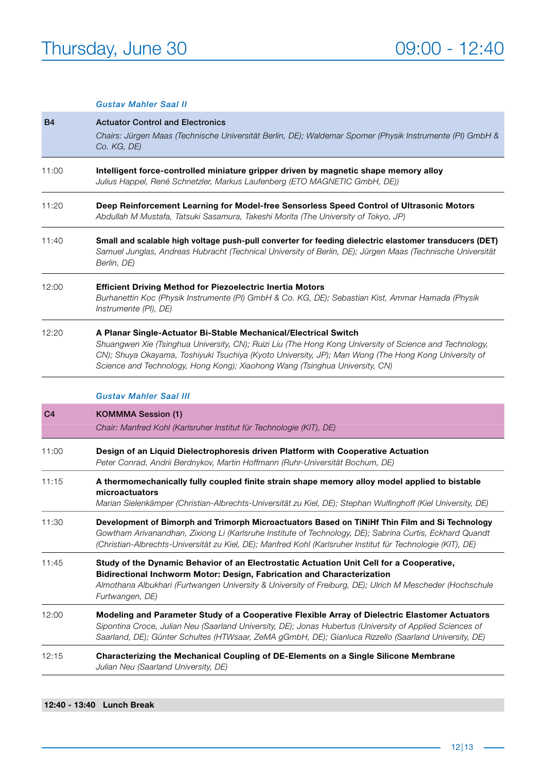# Thursday, June 30 — 09:00 - 12:40

### *Gustav Mahler Saal II*

| B4 | Actuator Control and Electronics |
|---|---|
| | *Chairs: Jürgen Maas (Technische Universität Berlin, DE); Waldemar Spomer (Physik Instrumente (PI) GmbH & Co. KG, DE)* |
| 11:00 | **Intelligent force-controlled miniature gripper driven by magnetic shape memory alloy** *Julius Happel, René Schnetzler, Markus Laufenberg (ETO MAGNETIC GmbH, DE))* |
| 11:20 | **Deep Reinforcement Learning for Model-free Sensorless Speed Control of Ultrasonic Motors** *Abdullah M Mustafa, Tatsuki Sasamura, Takeshi Morita (The University of Tokyo, JP)* |
| 11:40 | **Small and scalable high voltage push-pull converter for feeding dielectric elastomer transducers (DET)** *Samuel Junglas, Andreas Hubracht (Technical University of Berlin, DE); Jürgen Maas (Technische Universität Berlin, DE)* |
| 12:00 | **Efficient Driving Method for Piezoelectric Inertia Motors** *Burhanettin Koc (Physik Instrumente (PI) GmbH & Co. KG, DE); Sebastian Kist, Ammar Hamada (Physik Instrumente (PI), DE)* |
| 12:20 | **A Planar Single-Actuator Bi-Stable Mechanical/Electrical Switch** *Shuangwen Xie (Tsinghua University, CN); Ruizi Liu (The Hong Kong University of Science and Technology, CN); Shuya Okayama, Toshiyuki Tsuchiya (Kyoto University, JP); Man Wong (The Hong Kong University of Science and Technology, Hong Kong); Xiaohong Wang (Tsinghua University, CN)* |

### *Gustav Mahler Saal III*

| C4 | KOMMMA Session (1) |
|---|---|
| | *Chair: Manfred Kohl (Karlsruher Institut für Technologie (KIT), DE)* |
| 11:00 | **Design of an Liquid Dielectrophoresis driven Platform with Cooperative Actuation** *Peter Conrad, Andrii Berdnykov, Martin Hoffmann (Ruhr-Universität Bochum, DE)* |
| 11:15 | **A thermomechanically fully coupled finite strain shape memory alloy model applied to bistable microactuators** *Marian Sielenkämper (Christian-Albrechts-Universität zu Kiel, DE); Stephan Wulfinghoff (Kiel University, DE)* |
| 11:30 | **Development of Bimorph and Trimorph Microactuators Based on TiNiHf Thin Film and Si Technology** *Gowtham Arivanandhan, Zixiong Li (Karlsruhe Institute of Technology, DE); Sabrina Curtis, Eckhard Quandt (Christian-Albrechts-Universität zu Kiel, DE); Manfred Kohl (Karlsruher Institut für Technologie (KIT), DE)* |
| 11:45 | **Study of the Dynamic Behavior of an Electrostatic Actuation Unit Cell for a Cooperative, Bidirectional Inchworm Motor: Design, Fabrication and Characterization** *Almothana Albukhari (Furtwangen University & University of Freiburg, DE); Ulrich M Mescheder (Hochschule Furtwangen, DE)* |
| 12:00 | **Modeling and Parameter Study of a Cooperative Flexible Array of Dielectric Elastomer Actuators** *Sipontina Croce, Julian Neu (Saarland University, DE); Jonas Hubertus (University of Applied Sciences of Saarland, DE); Günter Schultes (HTWsaar, ZeMA gGmbH, DE); Gianluca Rizzello (Saarland University, DE)* |
| 12:15 | **Characterizing the Mechanical Coupling of DE-Elements on a Single Silicone Membrane** *Julian Neu (Saarland University, DE)* |

**12:40 - 13:40 Lunch Break**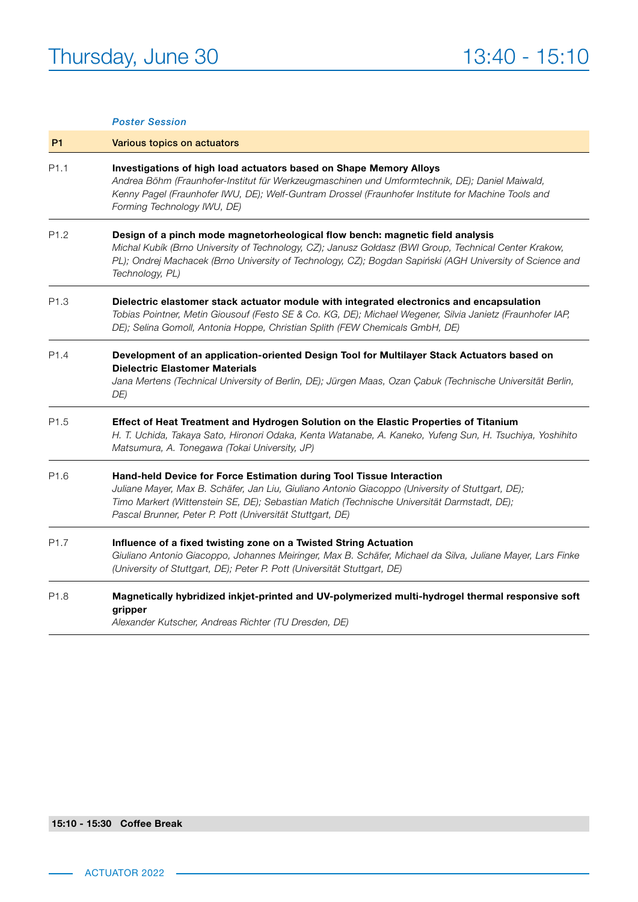# Thursday, June 30 — 13:40 - 15:10

*Poster Session*

| | |
|---|---|
| **P1** | **Various topics on actuators** |
| P1.1 | **Investigations of high load actuators based on Shape Memory Alloys**<br>*Andrea Böhm (Fraunhofer-Institut für Werkzeugmaschinen und Umformtechnik, DE); Daniel Maiwald, Kenny Pagel (Fraunhofer IWU, DE); Welf-Guntram Drossel (Fraunhofer Institute for Machine Tools and Forming Technology IWU, DE)* |
| P1.2 | **Design of a pinch mode magnetorheological flow bench: magnetic field analysis**<br>*Michal Kubík (Brno University of Technology, CZ); Janusz Gołdasz (BWI Group, Technical Center Krakow, PL); Ondrej Machacek (Brno University of Technology, CZ); Bogdan Sapiński (AGH University of Science and Technology, PL)* |
| P1.3 | **Dielectric elastomer stack actuator module with integrated electronics and encapsulation**<br>*Tobias Pointner, Metin Giousouf (Festo SE & Co. KG, DE); Michael Wegener, Silvia Janietz (Fraunhofer IAP, DE); Selina Gomoll, Antonia Hoppe, Christian Splith (FEW Chemicals GmbH, DE)* |
| P1.4 | **Development of an application-oriented Design Tool for Multilayer Stack Actuators based on Dielectric Elastomer Materials**<br>*Jana Mertens (Technical University of Berlin, DE); Jürgen Maas, Ozan Çabuk (Technische Universität Berlin, DE)* |
| P1.5 | **Effect of Heat Treatment and Hydrogen Solution on the Elastic Properties of Titanium**<br>*H. T. Uchida, Takaya Sato, Hironori Odaka, Kenta Watanabe, A. Kaneko, Yufeng Sun, H. Tsuchiya, Yoshihito Matsumura, A. Tonegawa (Tokai University, JP)* |
| P1.6 | **Hand-held Device for Force Estimation during Tool Tissue Interaction**<br>*Juliane Mayer, Max B. Schäfer, Jan Liu, Giuliano Antonio Giacoppo (University of Stuttgart, DE); Timo Markert (Wittenstein SE, DE); Sebastian Matich (Technische Universität Darmstadt, DE); Pascal Brunner, Peter P. Pott (Universität Stuttgart, DE)* |
| P1.7 | **Influence of a fixed twisting zone on a Twisted String Actuation**<br>*Giuliano Antonio Giacoppo, Johannes Meiringer, Max B. Schäfer, Michael da Silva, Juliane Mayer, Lars Finke (University of Stuttgart, DE); Peter P. Pott (Universität Stuttgart, DE)* |
| P1.8 | **Magnetically hybridized inkjet-printed and UV-polymerized multi-hydrogel thermal responsive soft gripper**<br>*Alexander Kutscher, Andreas Richter (TU Dresden, DE)* |

**15:10 - 15:30 Coffee Break**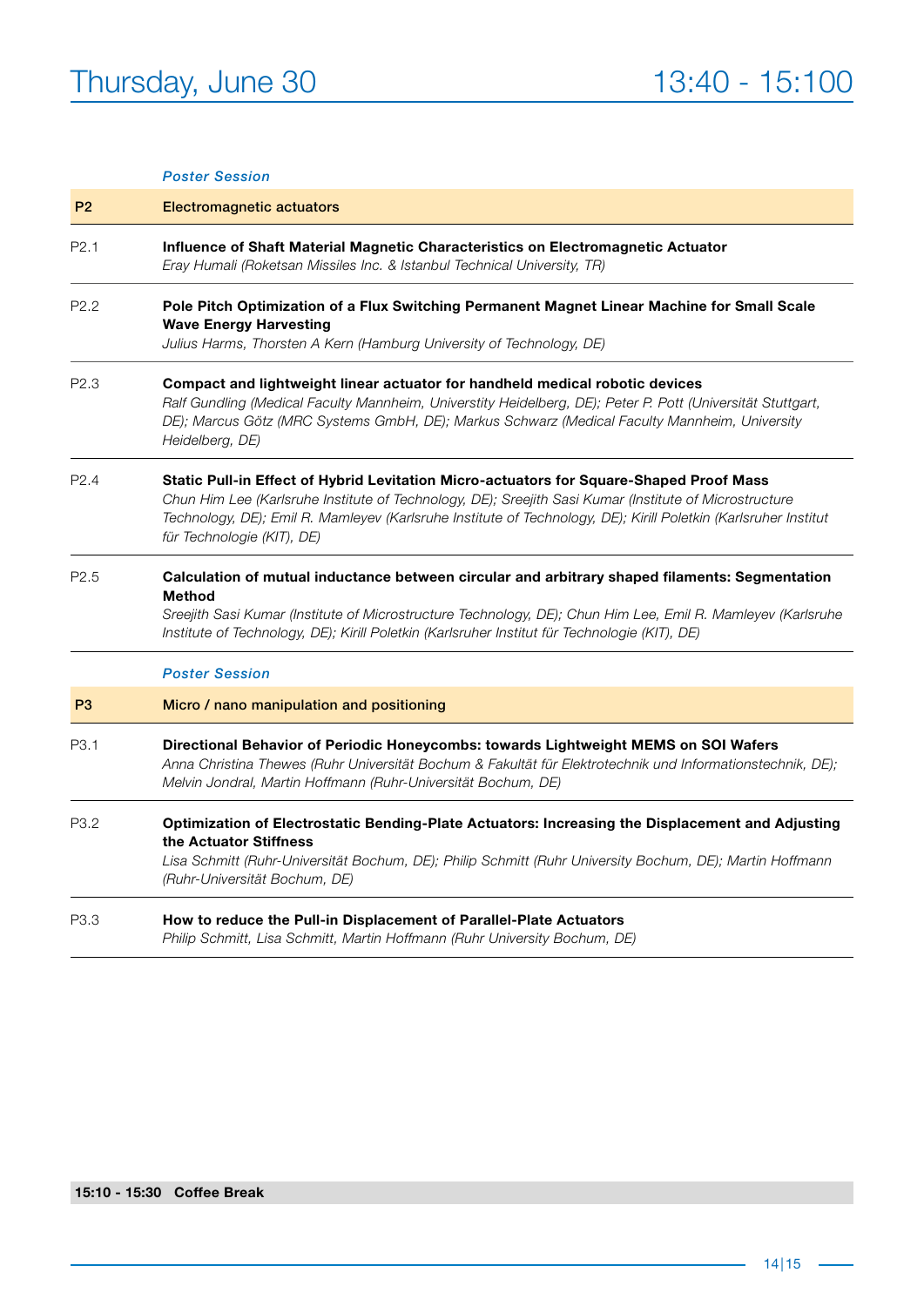# Thursday, June 30 13:40 - 15:100

*Poster Session*

| P2 | Electromagnetic actuators |
|---|---|
| P2.1 | **Influence of Shaft Material Magnetic Characteristics on Electromagnetic Actuator**<br>*Eray Humali (Roketsan Missiles Inc. & Istanbul Technical University, TR)* |
| P2.2 | **Pole Pitch Optimization of a Flux Switching Permanent Magnet Linear Machine for Small Scale Wave Energy Harvesting**<br>*Julius Harms, Thorsten A Kern (Hamburg University of Technology, DE)* |
| P2.3 | **Compact and lightweight linear actuator for handheld medical robotic devices**<br>*Ralf Gundling (Medical Faculty Mannheim, Universtity Heidelberg, DE); Peter P. Pott (Universität Stuttgart, DE); Marcus Götz (MRC Systems GmbH, DE); Markus Schwarz (Medical Faculty Mannheim, University Heidelberg, DE)* |
| P2.4 | **Static Pull-in Effect of Hybrid Levitation Micro-actuators for Square-Shaped Proof Mass**<br>*Chun Him Lee (Karlsruhe Institute of Technology, DE); Sreejith Sasi Kumar (Institute of Microstructure Technology, DE); Emil R. Mamleyev (Karlsruhe Institute of Technology, DE); Kirill Poletkin (Karlsruher Institut für Technologie (KIT), DE)* |
| P2.5 | **Calculation of mutual inductance between circular and arbitrary shaped filaments: Segmentation Method**<br>*Sreejith Sasi Kumar (Institute of Microstructure Technology, DE); Chun Him Lee, Emil R. Mamleyev (Karlsruhe Institute of Technology, DE); Kirill Poletkin (Karlsruher Institut für Technologie (KIT), DE)* |

*Poster Session*

| P3 | Micro / nano manipulation and positioning |
|---|---|
| P3.1 | **Directional Behavior of Periodic Honeycombs: towards Lightweight MEMS on SOI Wafers**<br>*Anna Christina Thewes (Ruhr Universität Bochum & Fakultät für Elektrotechnik und Informationstechnik, DE); Melvin Jondral, Martin Hoffmann (Ruhr-Universität Bochum, DE)* |
| P3.2 | **Optimization of Electrostatic Bending-Plate Actuators: Increasing the Displacement and Adjusting the Actuator Stiffness**<br>*Lisa Schmitt (Ruhr-Universität Bochum, DE); Philip Schmitt (Ruhr University Bochum, DE); Martin Hoffmann (Ruhr-Universität Bochum, DE)* |
| P3.3 | **How to reduce the Pull-in Displacement of Parallel-Plate Actuators**<br>*Philip Schmitt, Lisa Schmitt, Martin Hoffmann (Ruhr University Bochum, DE)* |

**15:10 - 15:30 Coffee Break**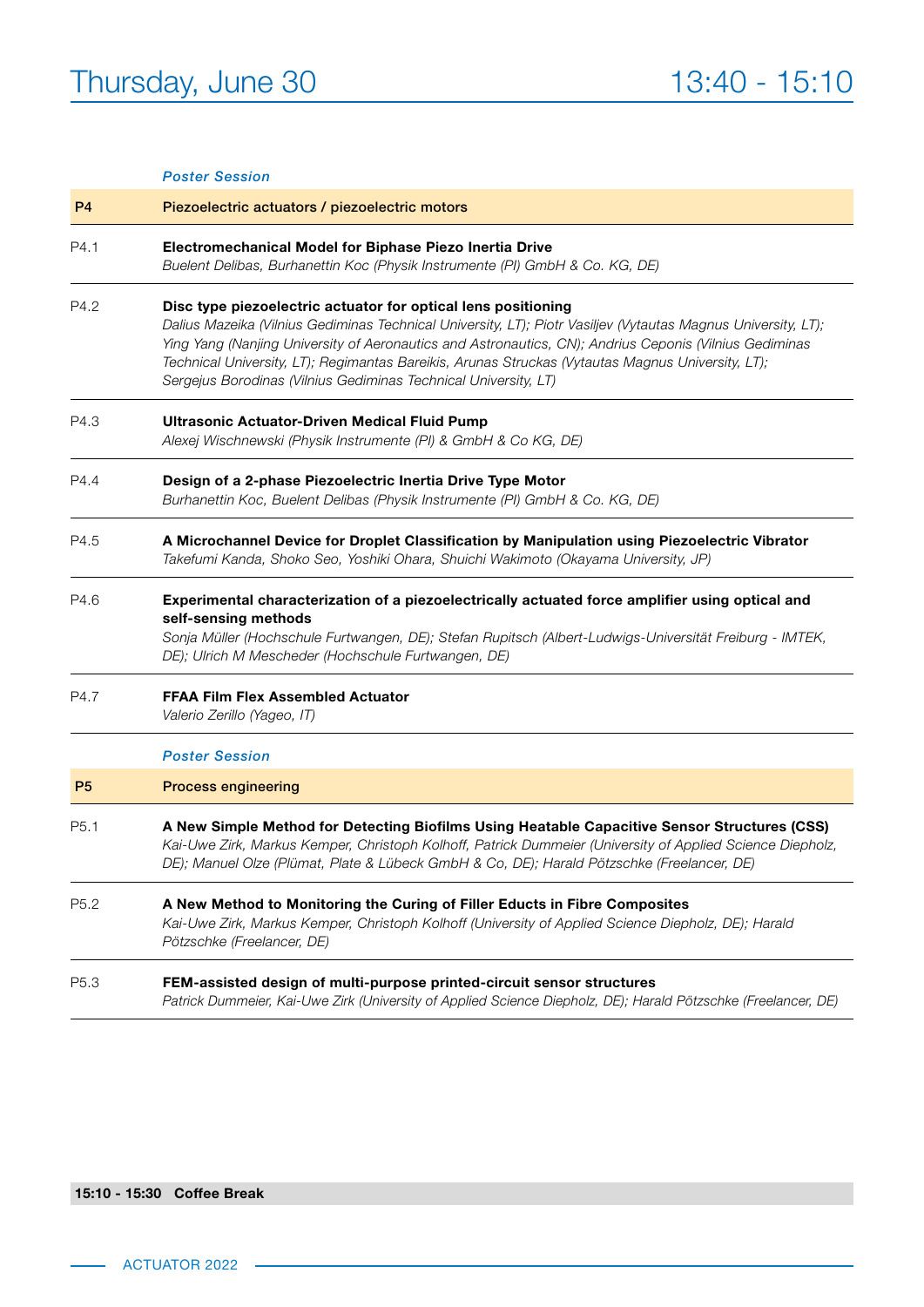# Thursday, June 30 — 13:40 - 15:10

*Poster Session*

## P4 Piezoelectric actuators / piezoelectric motors

**P4.1 Electromechanical Model for Biphase Piezo Inertia Drive**
*Buelent Delibas, Burhanettin Koc (Physik Instrumente (PI) GmbH & Co. KG, DE)*

**P4.2 Disc type piezoelectric actuator for optical lens positioning**
*Dalius Mazeika (Vilnius Gediminas Technical University, LT); Piotr Vasiljev (Vytautas Magnus University, LT); Ying Yang (Nanjing University of Aeronautics and Astronautics, CN); Andrius Ceponis (Vilnius Gediminas Technical University, LT); Regimantas Bareikis, Arunas Struckas (Vytautas Magnus University, LT); Sergejus Borodinas (Vilnius Gediminas Technical University, LT)*

**P4.3 Ultrasonic Actuator-Driven Medical Fluid Pump**
*Alexej Wischnewski (Physik Instrumente (PI) & GmbH & Co KG, DE)*

**P4.4 Design of a 2-phase Piezoelectric Inertia Drive Type Motor**
*Burhanettin Koc, Buelent Delibas (Physik Instrumente (PI) GmbH & Co. KG, DE)*

**P4.5 A Microchannel Device for Droplet Classification by Manipulation using Piezoelectric Vibrator**
*Takefumi Kanda, Shoko Seo, Yoshiki Ohara, Shuichi Wakimoto (Okayama University, JP)*

**P4.6 Experimental characterization of a piezoelectrically actuated force amplifier using optical and self-sensing methods**
*Sonja Müller (Hochschule Furtwangen, DE); Stefan Rupitsch (Albert-Ludwigs-Universität Freiburg - IMTEK, DE); Ulrich M Mescheder (Hochschule Furtwangen, DE)*

**P4.7 FFAA Film Flex Assembled Actuator**
*Valerio Zerillo (Yageo, IT)*

*Poster Session*

## P5 Process engineering

**P5.1 A New Simple Method for Detecting Biofilms Using Heatable Capacitive Sensor Structures (CSS)**
*Kai-Uwe Zirk, Markus Kemper, Christoph Kolhoff, Patrick Dummeier (University of Applied Science Diepholz, DE); Manuel Olze (Plümat, Plate & Lübeck GmbH & Co, DE); Harald Pötzschke (Freelancer, DE)*

**P5.2 A New Method to Monitoring the Curing of Filler Educts in Fibre Composites**
*Kai-Uwe Zirk, Markus Kemper, Christoph Kolhoff (University of Applied Science Diepholz, DE); Harald Pötzschke (Freelancer, DE)*

**P5.3 FEM-assisted design of multi-purpose printed-circuit sensor structures**
*Patrick Dummeier, Kai-Uwe Zirk (University of Applied Science Diepholz, DE); Harald Pötzschke (Freelancer, DE)*

**15:10 - 15:30 Coffee Break**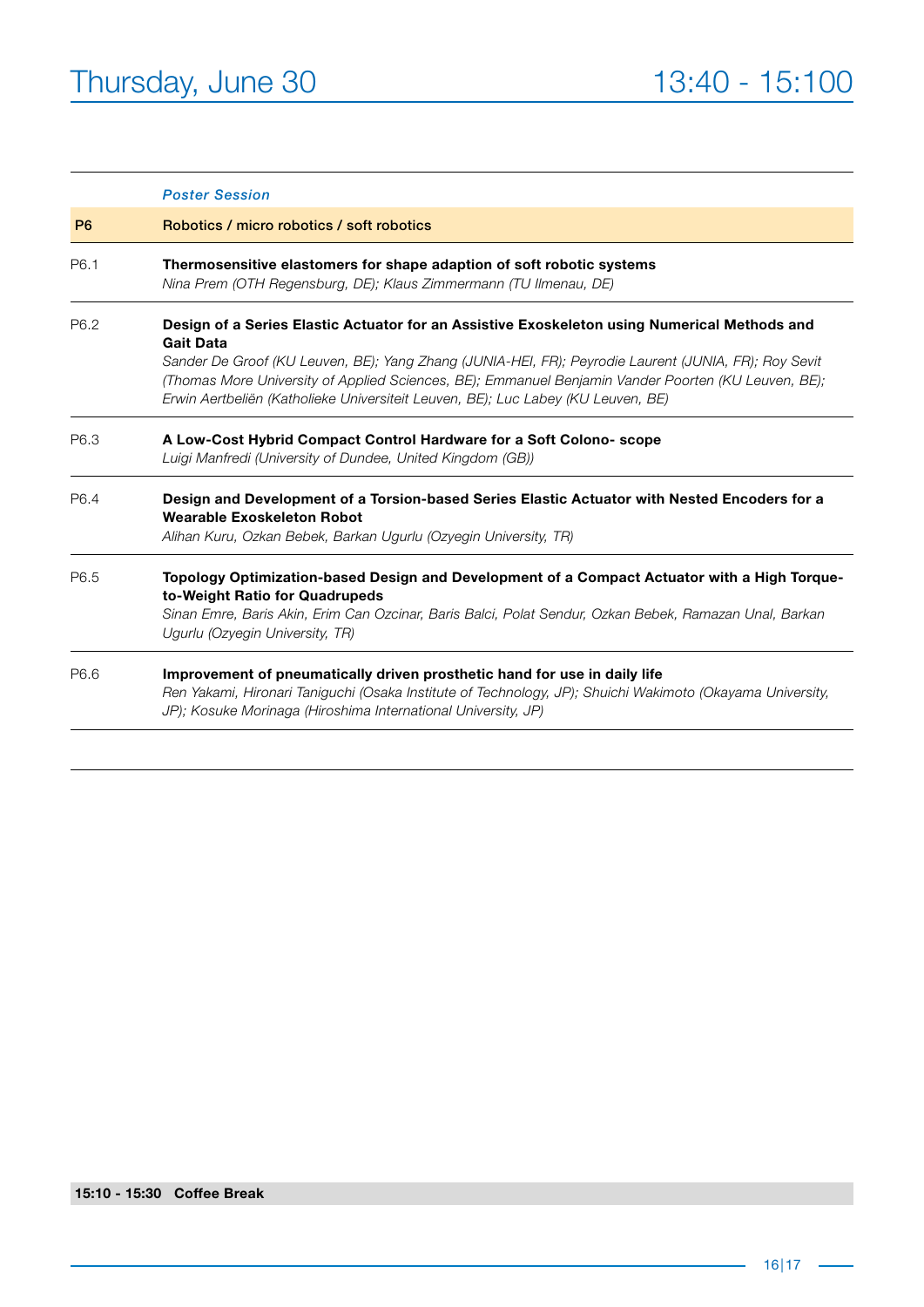# Thursday, June 30 — 13:40 - 15:100

*Poster Session*

| | |
|---|---|
| **P6** | **Robotics / micro robotics / soft robotics** |
| P6.1 | **Thermosensitive elastomers for shape adaption of soft robotic systems**<br>*Nina Prem (OTH Regensburg, DE); Klaus Zimmermann (TU Ilmenau, DE)* |
| P6.2 | **Design of a Series Elastic Actuator for an Assistive Exoskeleton using Numerical Methods and Gait Data**<br>*Sander De Groof (KU Leuven, BE); Yang Zhang (JUNIA-HEI, FR); Peyrodie Laurent (JUNIA, FR); Roy Sevit (Thomas More University of Applied Sciences, BE); Emmanuel Benjamin Vander Poorten (KU Leuven, BE); Erwin Aertbeliën (Katholieke Universiteit Leuven, BE); Luc Labey (KU Leuven, BE)* |
| P6.3 | **A Low-Cost Hybrid Compact Control Hardware for a Soft Colono- scope**<br>*Luigi Manfredi (University of Dundee, United Kingdom (GB))* |
| P6.4 | **Design and Development of a Torsion-based Series Elastic Actuator with Nested Encoders for a Wearable Exoskeleton Robot**<br>*Alihan Kuru, Ozkan Bebek, Barkan Ugurlu (Ozyegin University, TR)* |
| P6.5 | **Topology Optimization-based Design and Development of a Compact Actuator with a High Torque-to-Weight Ratio for Quadrupeds**<br>*Sinan Emre, Baris Akin, Erim Can Ozcinar, Baris Balci, Polat Sendur, Ozkan Bebek, Ramazan Unal, Barkan Ugurlu (Ozyegin University, TR)* |
| P6.6 | **Improvement of pneumatically driven prosthetic hand for use in daily life**<br>*Ren Yakami, Hironari Taniguchi (Osaka Institute of Technology, JP); Shuichi Wakimoto (Okayama University, JP); Kosuke Morinaga (Hiroshima International University, JP)* |

**15:10 - 15:30 Coffee Break**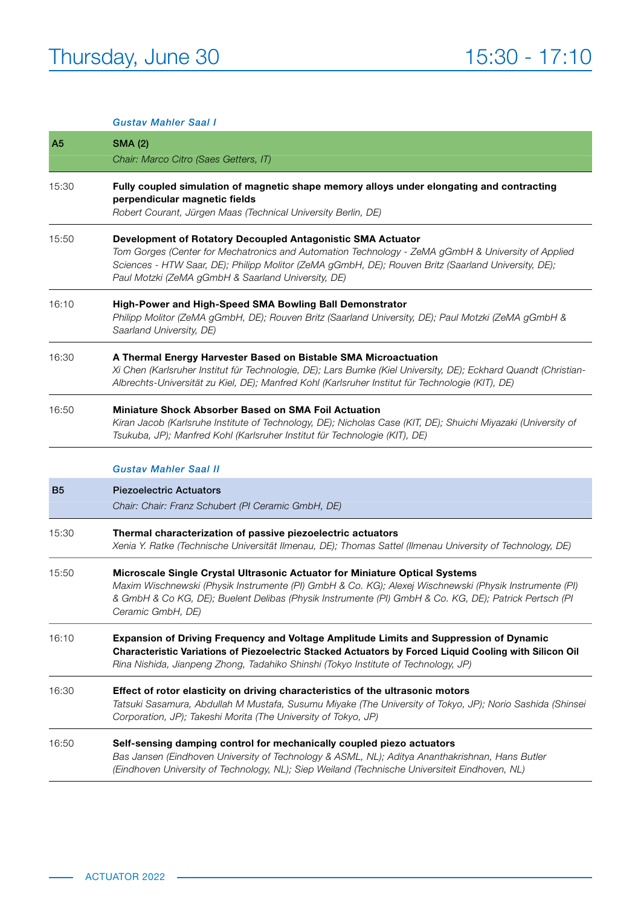# Thursday, June 30 — 15:30 - 17:10

*Gustav Mahler Saal I*

| | |
|---|---|
| **A5** | **SMA (2)** *Chair: Marco Citro (Saes Getters, IT)* |
| 15:30 | **Fully coupled simulation of magnetic shape memory alloys under elongating and contracting perpendicular magnetic fields** *Robert Courant, Jürgen Maas (Technical University Berlin, DE)* |
| 15:50 | **Development of Rotatory Decoupled Antagonistic SMA Actuator** *Tom Gorges (Center for Mechatronics and Automation Technology - ZeMA gGmbH & University of Applied Sciences - HTW Saar, DE); Philipp Molitor (ZeMA gGmbH, DE); Rouven Britz (Saarland University, DE); Paul Motzki (ZeMA gGmbH & Saarland University, DE)* |
| 16:10 | **High-Power and High-Speed SMA Bowling Ball Demonstrator** *Philipp Molitor (ZeMA gGmbH, DE); Rouven Britz (Saarland University, DE); Paul Motzki (ZeMA gGmbH & Saarland University, DE)* |
| 16:30 | **A Thermal Energy Harvester Based on Bistable SMA Microactuation** *Xi Chen (Karlsruher Institut für Technologie, DE); Lars Bumke (Kiel University, DE); Eckhard Quandt (Christian-Albrechts-Universität zu Kiel, DE); Manfred Kohl (Karlsruher Institut für Technologie (KIT), DE)* |
| 16:50 | **Miniature Shock Absorber Based on SMA Foil Actuation** *Kiran Jacob (Karlsruhe Institute of Technology, DE); Nicholas Case (KIT, DE); Shuichi Miyazaki (University of Tsukuba, JP); Manfred Kohl (Karlsruher Institut für Technologie (KIT), DE)* |

*Gustav Mahler Saal II*

| | |
|---|---|
| **B5** | **Piezoelectric Actuators** *Chair: Chair: Franz Schubert (PI Ceramic GmbH, DE)* |
| 15:30 | **Thermal characterization of passive piezoelectric actuators** *Xenia Y. Ratke (Technische Universität Ilmenau, DE); Thomas Sattel (Ilmenau University of Technology, DE)* |
| 15:50 | **Microscale Single Crystal Ultrasonic Actuator for Miniature Optical Systems** *Maxim Wischnewski (Physik Instrumente (PI) GmbH & Co. KG); Alexej Wischnewski (Physik Instrumente (PI) & GmbH & Co KG, DE); Buelent Delibas (Physik Instrumente (PI) GmbH & Co. KG, DE); Patrick Pertsch (PI Ceramic GmbH, DE)* |
| 16:10 | **Expansion of Driving Frequency and Voltage Amplitude Limits and Suppression of Dynamic Characteristic Variations of Piezoelectric Stacked Actuators by Forced Liquid Cooling with Silicon Oil** *Rina Nishida, Jianpeng Zhong, Tadahiko Shinshi (Tokyo Institute of Technology, JP)* |
| 16:30 | **Effect of rotor elasticity on driving characteristics of the ultrasonic motors** *Tatsuki Sasamura, Abdullah M Mustafa, Susumu Miyake (The University of Tokyo, JP); Norio Sashida (Shinsei Corporation, JP); Takeshi Morita (The University of Tokyo, JP)* |
| 16:50 | **Self-sensing damping control for mechanically coupled piezo actuators** *Bas Jansen (Eindhoven University of Technology & ASML, NL); Aditya Ananthakrishnan, Hans Butler (Eindhoven University of Technology, NL); Siep Weiland (Technische Universiteit Eindhoven, NL)* |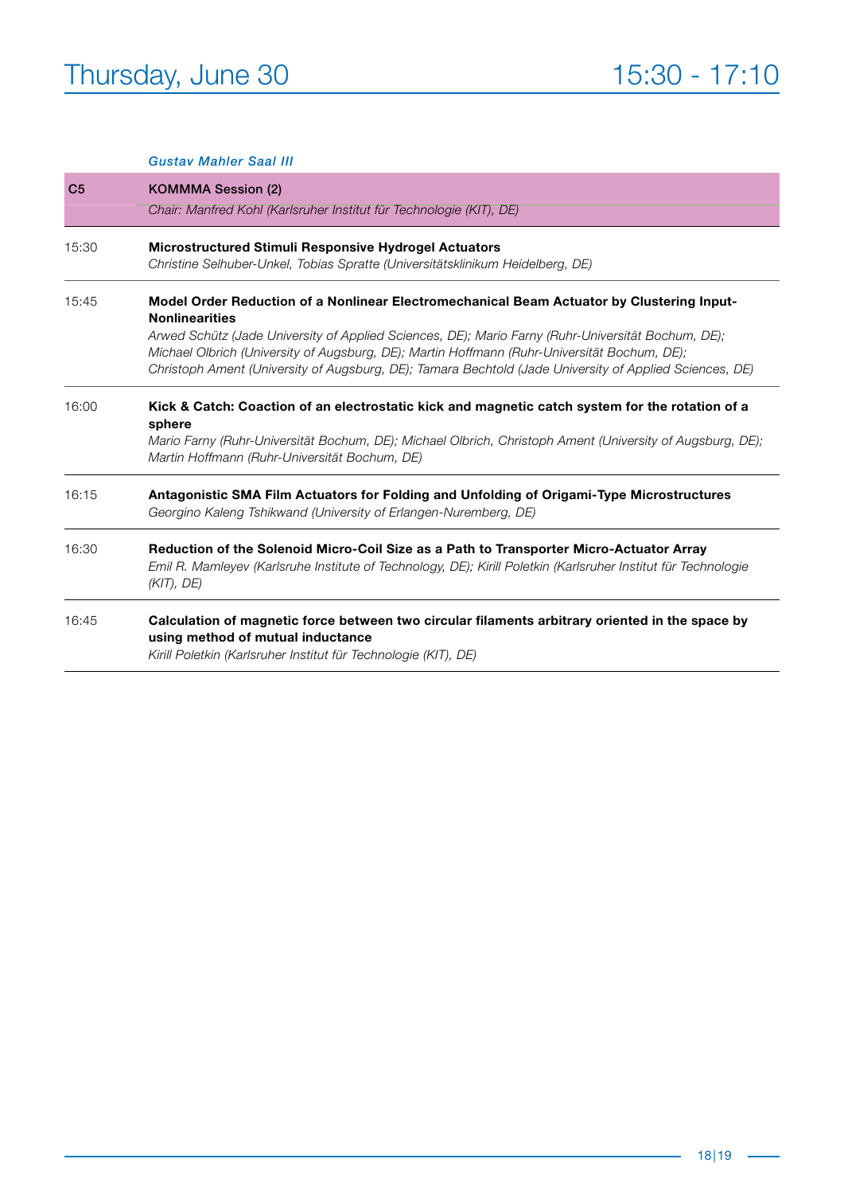# Thursday, June 30

# 15:30 - 17:10

*Gustav Mahler Saal III*

| | |
|---|---|
| **C5** | **KOMMMA Session (2)**<br>*Chair: Manfred Kohl (Karlsruher Institut für Technologie (KIT), DE)* |
| 15:30 | **Microstructured Stimuli Responsive Hydrogel Actuators**<br>*Christine Selhuber-Unkel, Tobias Spratte (Universitätsklinikum Heidelberg, DE)* |
| 15:45 | **Model Order Reduction of a Nonlinear Electromechanical Beam Actuator by Clustering Input-Nonlinearities**<br>*Arwed Schütz (Jade University of Applied Sciences, DE); Mario Farny (Ruhr-Universität Bochum, DE); Michael Olbrich (University of Augsburg, DE); Martin Hoffmann (Ruhr-Universität Bochum, DE); Christoph Ament (University of Augsburg, DE); Tamara Bechtold (Jade University of Applied Sciences, DE)* |
| 16:00 | **Kick & Catch: Coaction of an electrostatic kick and magnetic catch system for the rotation of a sphere**<br>*Mario Farny (Ruhr-Universität Bochum, DE); Michael Olbrich, Christoph Ament (University of Augsburg, DE); Martin Hoffmann (Ruhr-Universität Bochum, DE)* |
| 16:15 | **Antagonistic SMA Film Actuators for Folding and Unfolding of Origami-Type Microstructures**<br>*Georgino Kaleng Tshikwand (University of Erlangen-Nuremberg, DE)* |
| 16:30 | **Reduction of the Solenoid Micro-Coil Size as a Path to Transporter Micro-Actuator Array**<br>*Emil R. Mamleyev (Karlsruhe Institute of Technology, DE); Kirill Poletkin (Karlsruher Institut für Technologie (KIT), DE)* |
| 16:45 | **Calculation of magnetic force between two circular filaments arbitrary oriented in the space by using method of mutual inductance**<br>*Kirill Poletkin (Karlsruher Institut für Technologie (KIT), DE)* |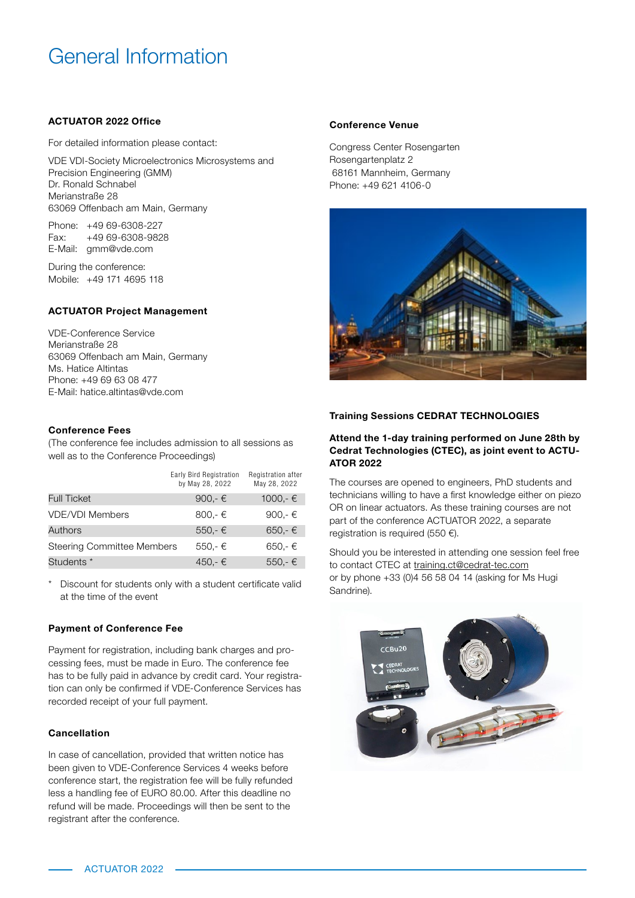# General Information

### ACTUATOR 2022 Office

For detailed information please contact:

VDE VDI-Society Microelectronics Microsystems and Precision Engineering (GMM)
Dr. Ronald Schnabel
Merianstraße 28
63069 Offenbach am Main, Germany

Phone: +49 69-6308-227
Fax: +49 69-6308-9828
E-Mail: gmm@vde.com

During the conference:
Mobile: +49 171 4695 118

### ACTUATOR Project Management

VDE-Conference Service
Merianstraße 28
63069 Offenbach am Main, Germany
Ms. Hatice Altintas
Phone: +49 69 63 08 477
E-Mail: hatice.altintas@vde.com

### Conference Fees

(The conference fee includes admission to all sessions as well as to the Conference Proceedings)

| | Early Bird Registration by May 28, 2022 | Registration after May 28, 2022 |
|---|---|---|
| Full Ticket | 900,- € | 1000,- € |
| VDE/VDI Members | 800,- € | 900,- € |
| Authors | 550,- € | 650,- € |
| Steering Committee Members | 550,- € | 650,- € |
| Students * | 450,- € | 550,- € |

\* Discount for students only with a student certificate valid at the time of the event

### Payment of Conference Fee

Payment for registration, including bank charges and processing fees, must be made in Euro. The conference fee has to be fully paid in advance by credit card. Your registration can only be confirmed if VDE-Conference Services has recorded receipt of your full payment.

### Cancellation

In case of cancellation, provided that written notice has been given to VDE-Conference Services 4 weeks before conference start, the registration fee will be fully refunded less a handling fee of EURO 80.00. After this deadline no refund will be made. Proceedings will then be sent to the registrant after the conference.

### Conference Venue

Congress Center Rosengarten
Rosengartenplatz 2
68161 Mannheim, Germany
Phone: +49 621 4106-0

### Training Sessions CEDRAT TECHNOLOGIES

**Attend the 1-day training performed on June 28th by Cedrat Technologies (CTEC), as joint event to ACTUATOR 2022**

The courses are opened to engineers, PhD students and technicians willing to have a first knowledge either on piezo OR on linear actuators. As these training courses are not part of the conference ACTUATOR 2022, a separate registration is required (550 €).

Should you be interested in attending one session feel free to contact CTEC at training.ct@cedrat-tec.com or by phone +33 (0)4 56 58 04 14 (asking for Ms Hugi Sandrine).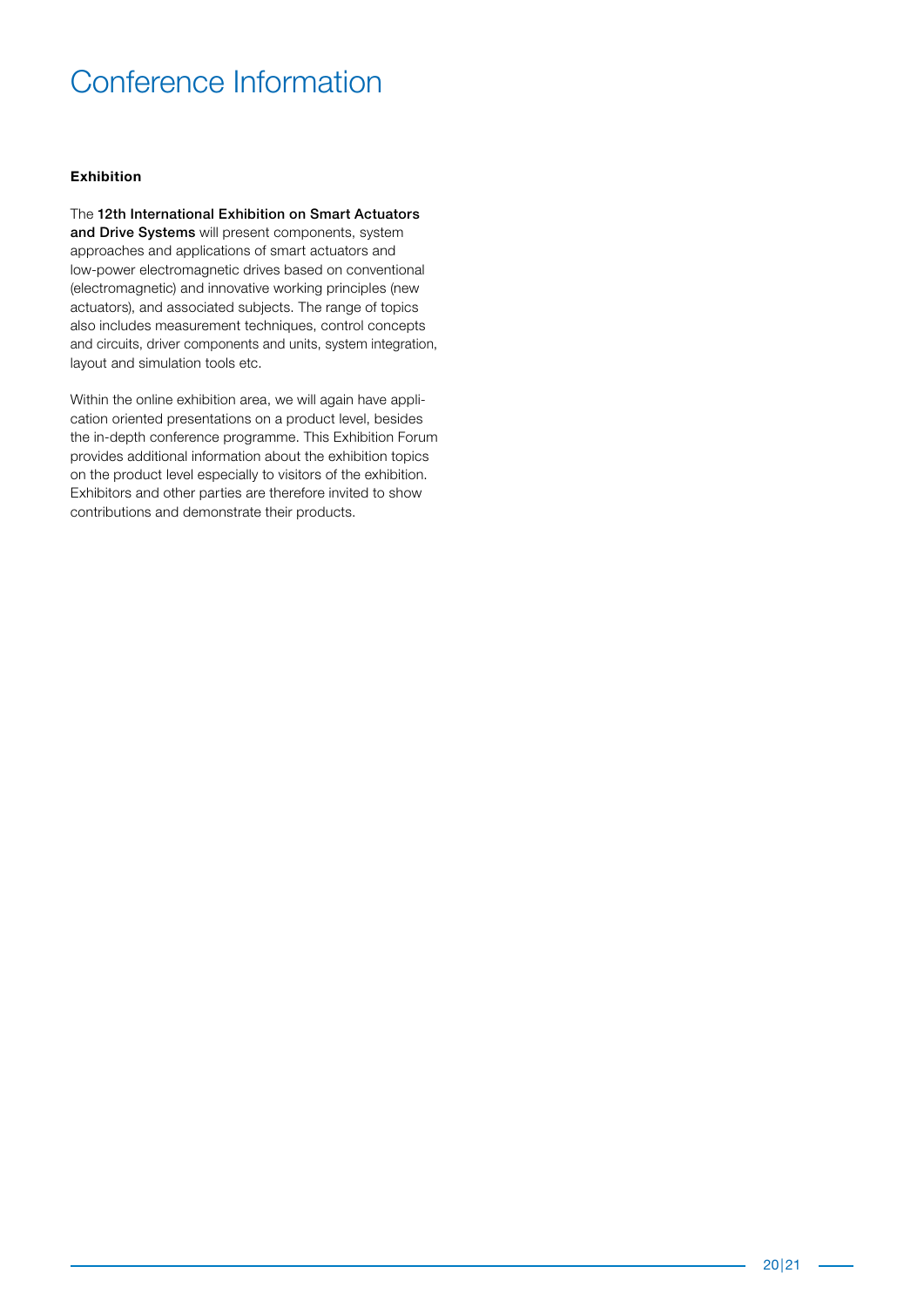# Conference Information

## Exhibition

The **12th International Exhibition on Smart Actuators and Drive Systems** will present components, system approaches and applications of smart actuators and low-power electromagnetic drives based on conventional (electromagnetic) and innovative working principles (new actuators), and associated subjects. The range of topics also includes measurement techniques, control concepts and circuits, driver components and units, system integration, layout and simulation tools etc.

Within the online exhibition area, we will again have application oriented presentations on a product level, besides the in-depth conference programme. This Exhibition Forum provides additional information about the exhibition topics on the product level especially to visitors of the exhibition. Exhibitors and other parties are therefore invited to show contributions and demonstrate their products.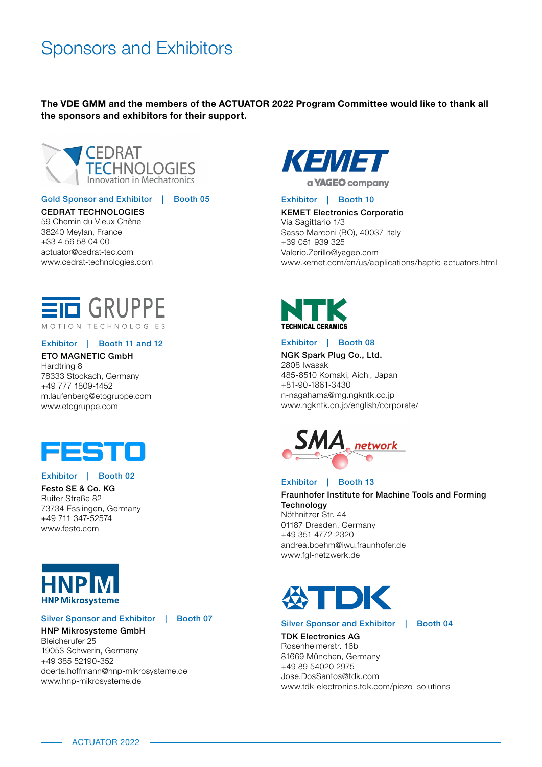# Sponsors and Exhibitors

**The VDE GMM and the members of the ACTUATOR 2022 Program Committee would like to thank all the sponsors and exhibitors for their support.**

Gold Sponsor and Exhibitor | Booth 05

**CEDRAT TECHNOLOGIES**
59 Chemin du Vieux Chêne
38240 Meylan, France
+33 4 56 58 04 00
actuator@cedrat-tec.com
www.cedrat-technologies.com

Exhibitor | Booth 11 and 12

**ETO MAGNETIC GmbH**
Hardtring 8
78333 Stockach, Germany
+49 777 1809-1452
m.laufenberg@etogruppe.com
www.etogruppe.com

Exhibitor | Booth 02

**Festo SE & Co. KG**
Ruiter Straße 82
73734 Esslingen, Germany
+49 711 347-52574
www.festo.com

Silver Sponsor and Exhibitor | Booth 07

**HNP Mikrosysteme GmbH**
Bleicherufer 25
19053 Schwerin, Germany
+49 385 52190-352
doerte.hoffmann@hnp-mikrosysteme.de
www.hnp-mikrosysteme.de

Exhibitor | Booth 10

**KEMET Electronics Corporatio**
Via Sagittario 1/3
Sasso Marconi (BO), 40037 Italy
+39 051 939 325
Valerio.Zerillo@yageo.com
www.kemet.com/en/us/applications/haptic-actuators.html

Exhibitor | Booth 08

**NGK Spark Plug Co., Ltd.**
2808 Iwasaki
485-8510 Komaki, Aichi, Japan
+81-90-1861-3430
n-nagahama@mg.ngkntk.co.jp
www.ngkntk.co.jp/english/corporate/

Exhibitor | Booth 13

**Fraunhofer Institute for Machine Tools and Forming Technology**
Nöthnitzer Str. 44
01187 Dresden, Germany
+49 351 4772-2320
andrea.boehm@iwu.fraunhofer.de
www.fgl-netzwerk.de

Silver Sponsor and Exhibitor | Booth 04

**TDK Electronics AG**
Rosenheimerstr. 16b
81669 München, Germany
+49 89 54020 2975
Jose.DosSantos@tdk.com
www.tdk-electronics.tdk.com/piezo_solutions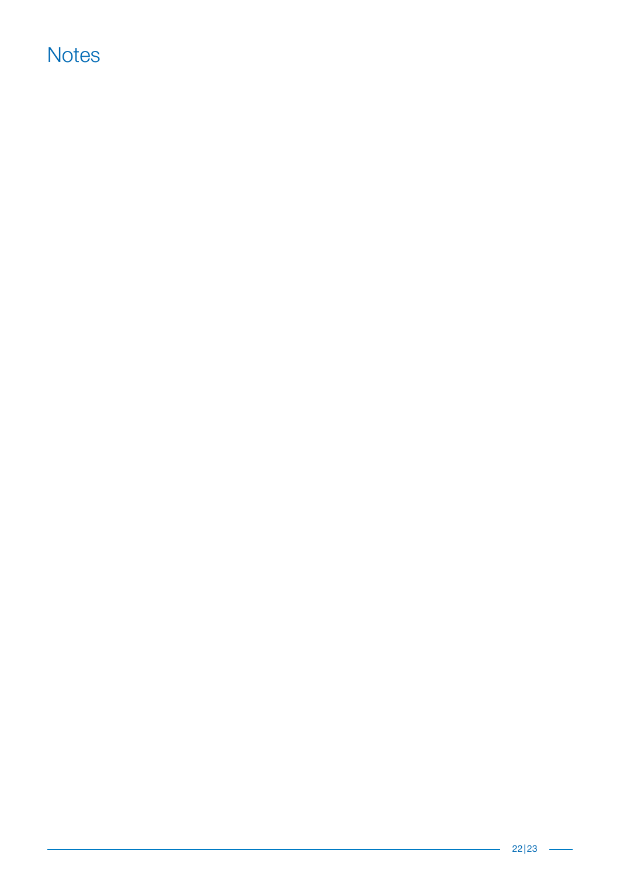# Notes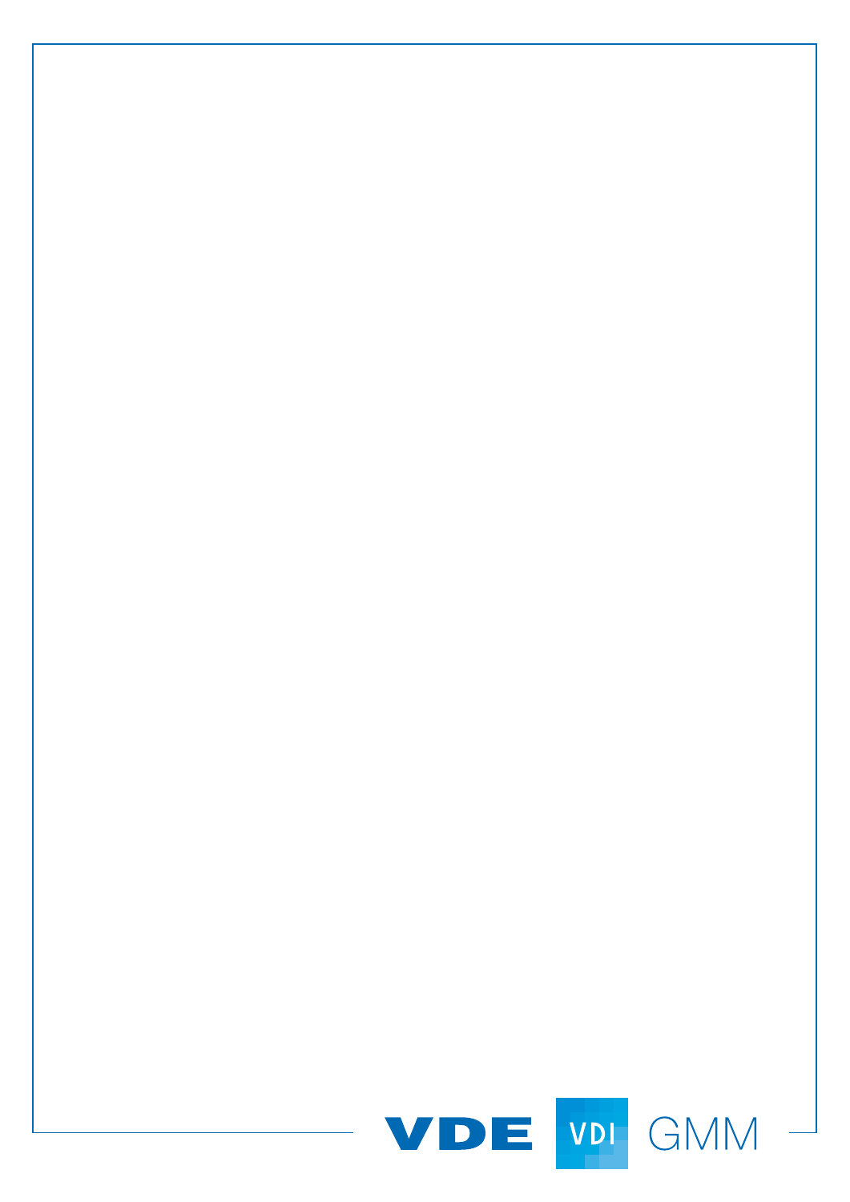VDE VDI GMM